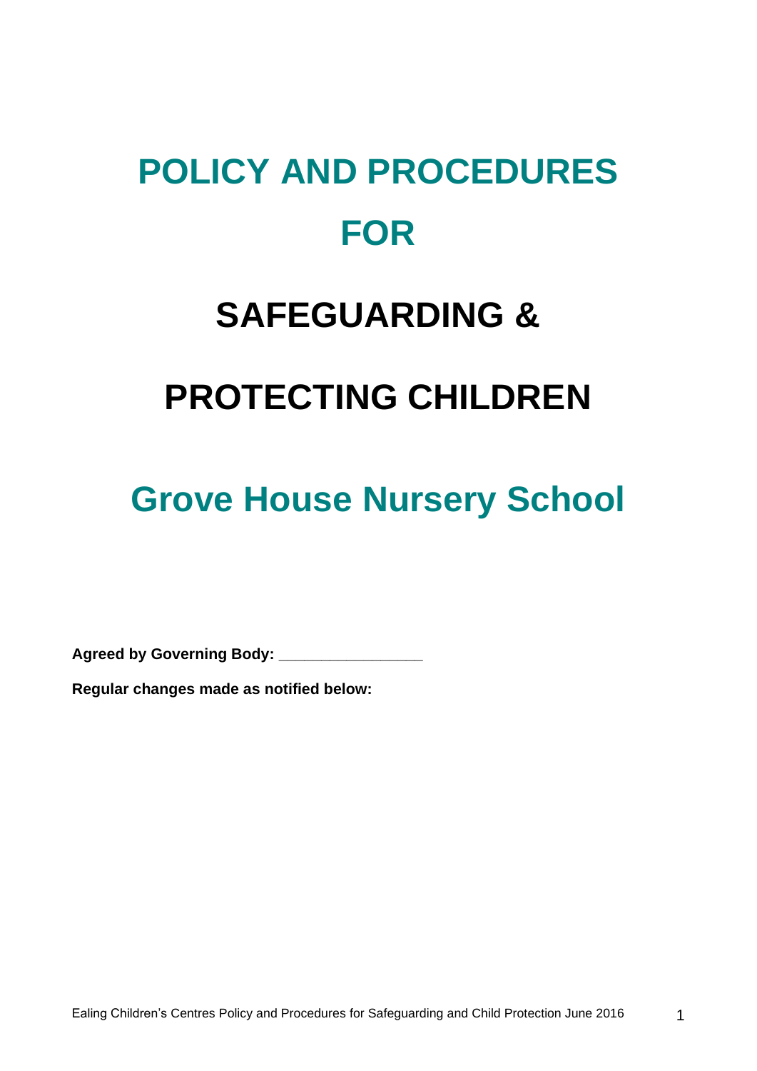# POLICY AND PROCEDURES FOR

# SAFEGUARDING & PROTECTING CHILDREN

## Grove House Nursery School

**Agreed by Governing Body: ________________**

**Regular changes made as notified below:**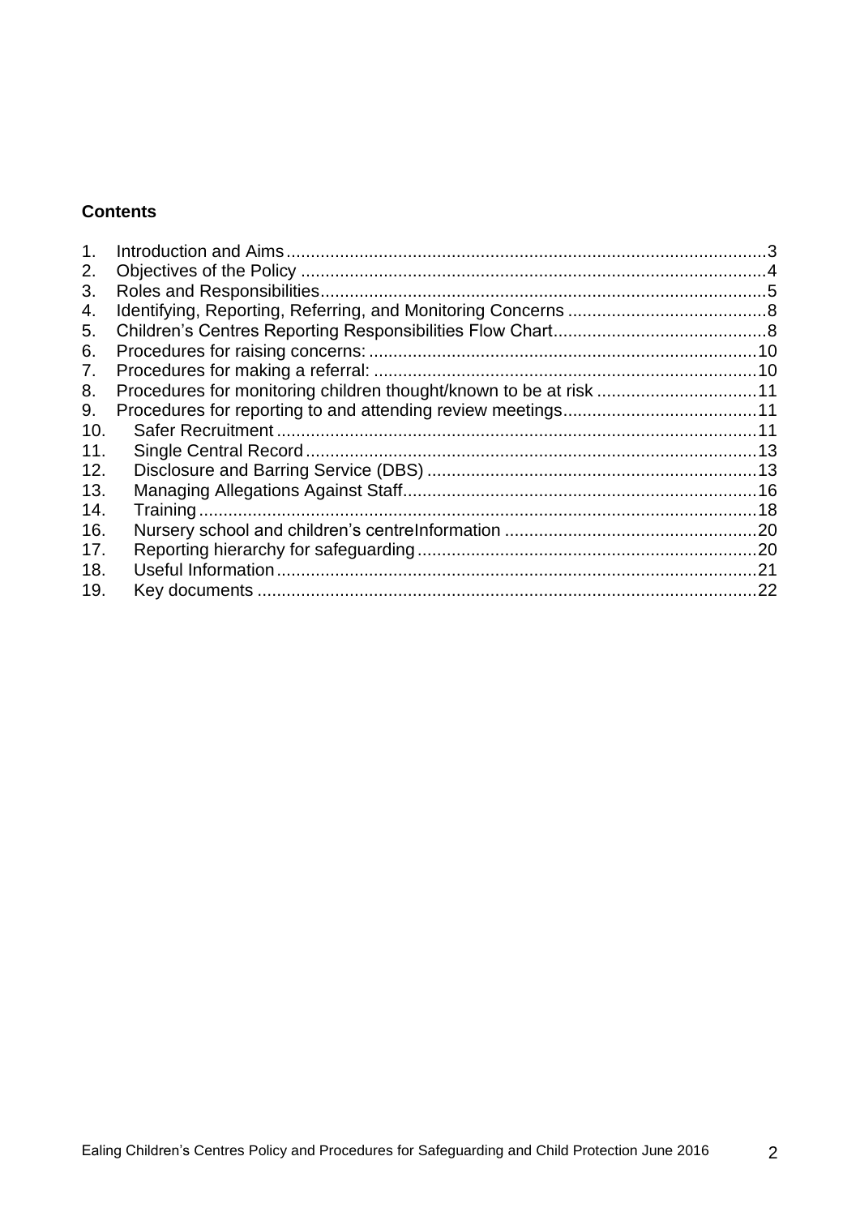**Contents**

1. Introduction and Aims ... 3
2. Objectives of the Policy ... 4
3. Roles and Responsibilities ... 5
4. Identifying, Reporting, Referring, and Monitoring Concerns ... 8
5. Children's Centres Reporting Responsibilities Flow Chart ... 8
6. Procedures for raising concerns: ... 10
7. Procedures for making a referral: ... 10
8. Procedures for monitoring children thought/known to be at risk ... 11
9. Procedures for reporting to and attending review meetings ... 11
10. Safer Recruitment ... 11
11. Single Central Record ... 13
12. Disclosure and Barring Service (DBS) ... 13
13. Managing Allegations Against Staff ... 16
14. Training ... 18
16. Nursery school and children's centreInformation ... 20
17. Reporting hierarchy for safeguarding ... 20
18. Useful Information ... 21
19. Key documents ... 22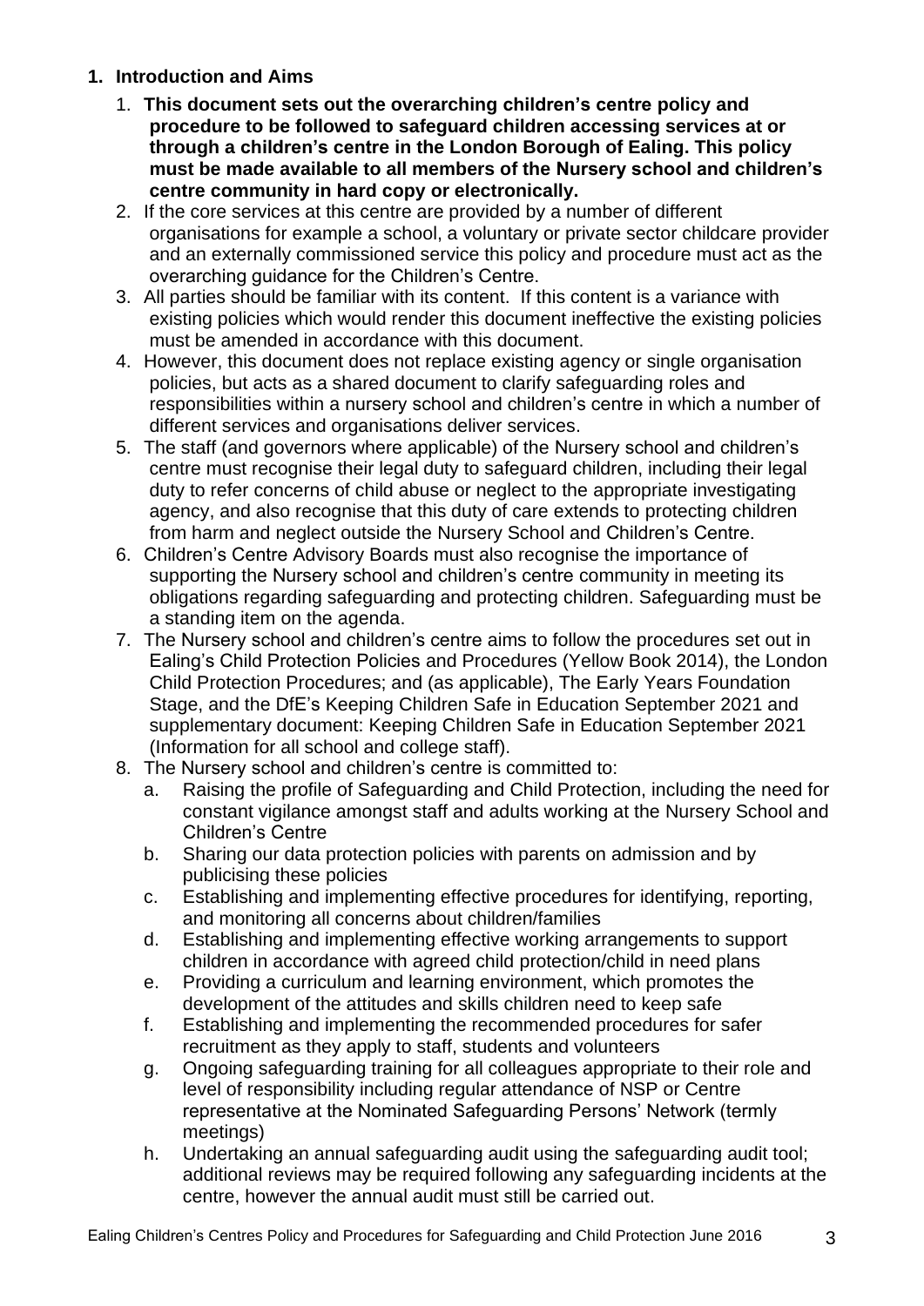## 1. Introduction and Aims

1. **This document sets out the overarching children's centre policy and procedure to be followed to safeguard children accessing services at or through a children's centre in the London Borough of Ealing. This policy must be made available to all members of the Nursery school and children's centre community in hard copy or electronically.**
2. If the core services at this centre are provided by a number of different organisations for example a school, a voluntary or private sector childcare provider and an externally commissioned service this policy and procedure must act as the overarching guidance for the Children's Centre.
3. All parties should be familiar with its content. If this content is a variance with existing policies which would render this document ineffective the existing policies must be amended in accordance with this document.
4. However, this document does not replace existing agency or single organisation policies, but acts as a shared document to clarify safeguarding roles and responsibilities within a nursery school and children's centre in which a number of different services and organisations deliver services.
5. The staff (and governors where applicable) of the Nursery school and children's centre must recognise their legal duty to safeguard children, including their legal duty to refer concerns of child abuse or neglect to the appropriate investigating agency, and also recognise that this duty of care extends to protecting children from harm and neglect outside the Nursery School and Children's Centre.
6. Children's Centre Advisory Boards must also recognise the importance of supporting the Nursery school and children's centre community in meeting its obligations regarding safeguarding and protecting children. Safeguarding must be a standing item on the agenda.
7. The Nursery school and children's centre aims to follow the procedures set out in Ealing's Child Protection Policies and Procedures (Yellow Book 2014), the London Child Protection Procedures; and (as applicable), The Early Years Foundation Stage, and the DfE's Keeping Children Safe in Education September 2021 and supplementary document: Keeping Children Safe in Education September 2021 (Information for all school and college staff).
8. The Nursery school and children's centre is committed to:
   a. Raising the profile of Safeguarding and Child Protection, including the need for constant vigilance amongst staff and adults working at the Nursery School and Children's Centre
   b. Sharing our data protection policies with parents on admission and by publicising these policies
   c. Establishing and implementing effective procedures for identifying, reporting, and monitoring all concerns about children/families
   d. Establishing and implementing effective working arrangements to support children in accordance with agreed child protection/child in need plans
   e. Providing a curriculum and learning environment, which promotes the development of the attitudes and skills children need to keep safe
   f. Establishing and implementing the recommended procedures for safer recruitment as they apply to staff, students and volunteers
   g. Ongoing safeguarding training for all colleagues appropriate to their role and level of responsibility including regular attendance of NSP or Centre representative at the Nominated Safeguarding Persons' Network (termly meetings)
   h. Undertaking an annual safeguarding audit using the safeguarding audit tool; additional reviews may be required following any safeguarding incidents at the centre, however the annual audit must still be carried out.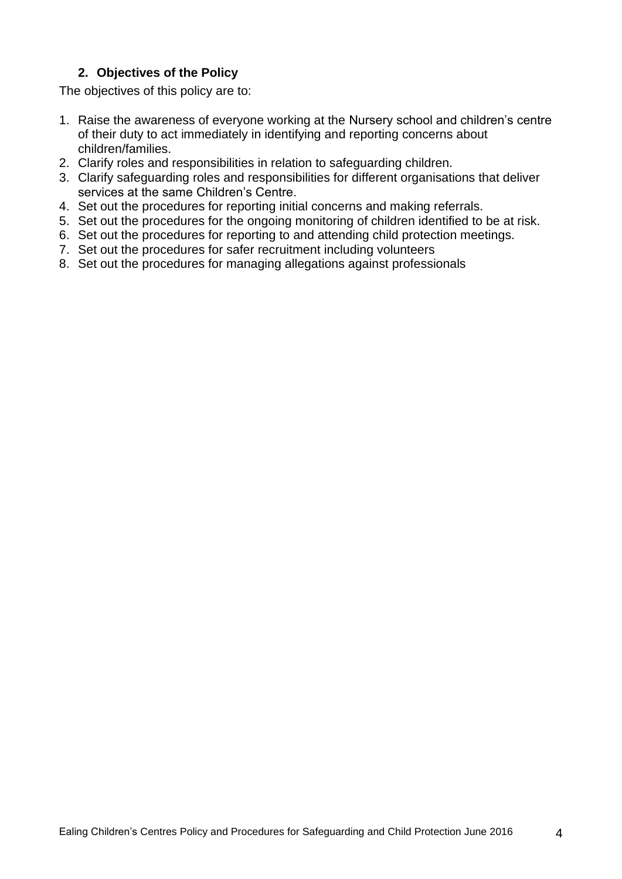## 2. Objectives of the Policy

The objectives of this policy are to:

1. Raise the awareness of everyone working at the Nursery school and children's centre of their duty to act immediately in identifying and reporting concerns about children/families.
2. Clarify roles and responsibilities in relation to safeguarding children.
3. Clarify safeguarding roles and responsibilities for different organisations that deliver services at the same Children's Centre.
4. Set out the procedures for reporting initial concerns and making referrals.
5. Set out the procedures for the ongoing monitoring of children identified to be at risk.
6. Set out the procedures for reporting to and attending child protection meetings.
7. Set out the procedures for safer recruitment including volunteers
8. Set out the procedures for managing allegations against professionals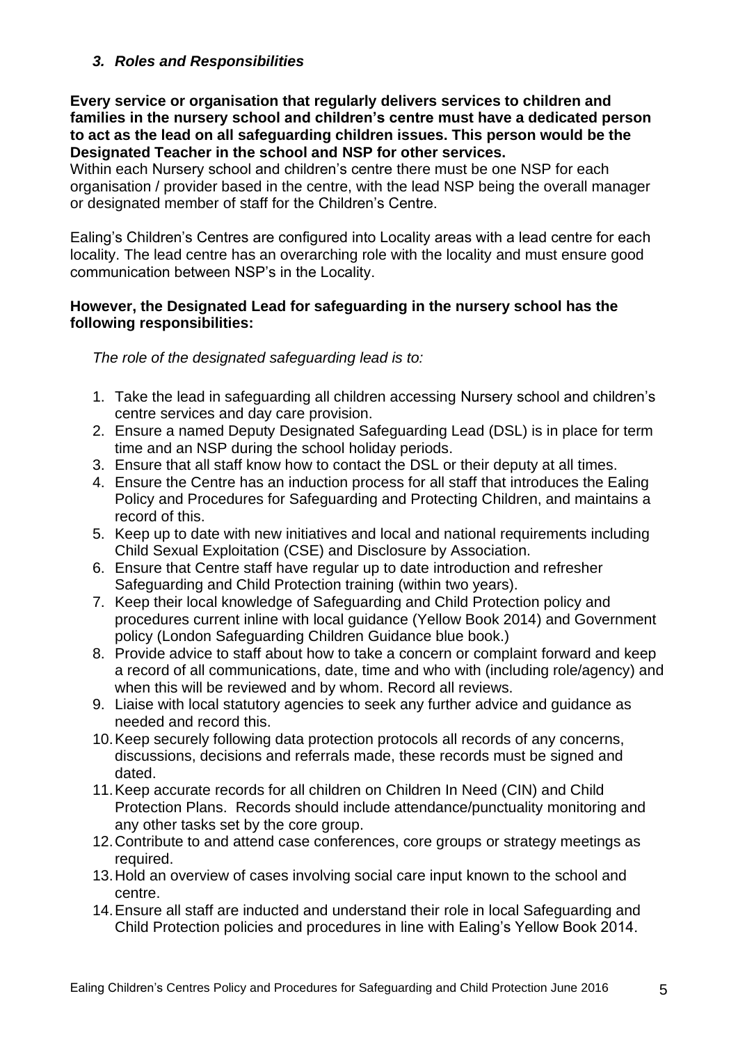### *3. Roles and Responsibilities*

**Every service or organisation that regularly delivers services to children and families in the nursery school and children's centre must have a dedicated person to act as the lead on all safeguarding children issues. This person would be the Designated Teacher in the school and NSP for other services.**
Within each Nursery school and children's centre there must be one NSP for each organisation / provider based in the centre, with the lead NSP being the overall manager or designated member of staff for the Children's Centre.

Ealing's Children's Centres are configured into Locality areas with a lead centre for each locality. The lead centre has an overarching role with the locality and must ensure good communication between NSP's in the Locality.

**However, the Designated Lead for safeguarding in the nursery school has the following responsibilities:**

*The role of the designated safeguarding lead is to:*

1. Take the lead in safeguarding all children accessing Nursery school and children's centre services and day care provision.
2. Ensure a named Deputy Designated Safeguarding Lead (DSL) is in place for term time and an NSP during the school holiday periods.
3. Ensure that all staff know how to contact the DSL or their deputy at all times.
4. Ensure the Centre has an induction process for all staff that introduces the Ealing Policy and Procedures for Safeguarding and Protecting Children, and maintains a record of this.
5. Keep up to date with new initiatives and local and national requirements including Child Sexual Exploitation (CSE) and Disclosure by Association.
6. Ensure that Centre staff have regular up to date introduction and refresher Safeguarding and Child Protection training (within two years).
7. Keep their local knowledge of Safeguarding and Child Protection policy and procedures current inline with local guidance (Yellow Book 2014) and Government policy (London Safeguarding Children Guidance blue book.)
8. Provide advice to staff about how to take a concern or complaint forward and keep a record of all communications, date, time and who with (including role/agency) and when this will be reviewed and by whom. Record all reviews.
9. Liaise with local statutory agencies to seek any further advice and guidance as needed and record this.
10. Keep securely following data protection protocols all records of any concerns, discussions, decisions and referrals made, these records must be signed and dated.
11. Keep accurate records for all children on Children In Need (CIN) and Child Protection Plans. Records should include attendance/punctuality monitoring and any other tasks set by the core group.
12. Contribute to and attend case conferences, core groups or strategy meetings as required.
13. Hold an overview of cases involving social care input known to the school and centre.
14. Ensure all staff are inducted and understand their role in local Safeguarding and Child Protection policies and procedures in line with Ealing's Yellow Book 2014.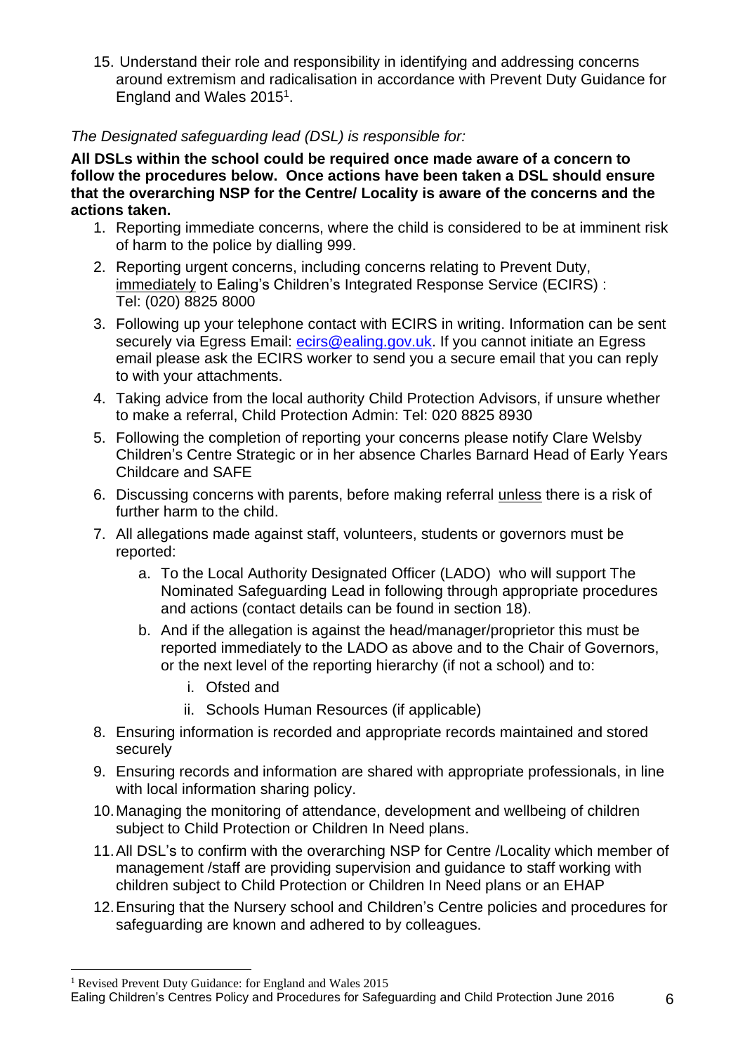15. Understand their role and responsibility in identifying and addressing concerns around extremism and radicalisation in accordance with Prevent Duty Guidance for England and Wales 2015[1].

*The Designated safeguarding lead (DSL) is responsible for:*

**All DSLs within the school could be required once made aware of a concern to follow the procedures below. Once actions have been taken a DSL should ensure that the overarching NSP for the Centre/ Locality is aware of the concerns and the actions taken.**

1. Reporting immediate concerns, where the child is considered to be at imminent risk of harm to the police by dialling 999.
2. Reporting urgent concerns, including concerns relating to Prevent Duty, <u>immediately</u> to Ealing's Children's Integrated Response Service (ECIRS) : Tel: (020) 8825 8000
3. Following up your telephone contact with ECIRS in writing. Information can be sent securely via Egress Email: ecirs@ealing.gov.uk. If you cannot initiate an Egress email please ask the ECIRS worker to send you a secure email that you can reply to with your attachments.
4. Taking advice from the local authority Child Protection Advisors, if unsure whether to make a referral, Child Protection Admin: Tel: 020 8825 8930
5. Following the completion of reporting your concerns please notify Clare Welsby Children's Centre Strategic or in her absence Charles Barnard Head of Early Years Childcare and SAFE
6. Discussing concerns with parents, before making referral <u>unless</u> there is a risk of further harm to the child.
7. All allegations made against staff, volunteers, students or governors must be reported:
    a. To the Local Authority Designated Officer (LADO) who will support The Nominated Safeguarding Lead in following through appropriate procedures and actions (contact details can be found in section 18).
    b. And if the allegation is against the head/manager/proprietor this must be reported immediately to the LADO as above and to the Chair of Governors, or the next level of the reporting hierarchy (if not a school) and to:
        i. Ofsted and
        ii. Schools Human Resources (if applicable)
8. Ensuring information is recorded and appropriate records maintained and stored securely
9. Ensuring records and information are shared with appropriate professionals, in line with local information sharing policy.
10. Managing the monitoring of attendance, development and wellbeing of children subject to Child Protection or Children In Need plans.
11. All DSL's to confirm with the overarching NSP for Centre /Locality which member of management /staff are providing supervision and guidance to staff working with children subject to Child Protection or Children In Need plans or an EHAP
12. Ensuring that the Nursery school and Children's Centre policies and procedures for safeguarding are known and adhered to by colleagues.

[1] Revised Prevent Duty Guidance: for England and Wales 2015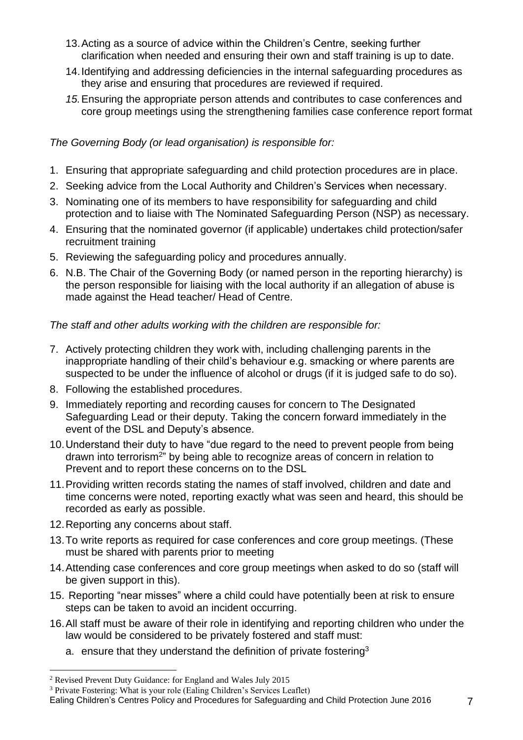13. Acting as a source of advice within the Children's Centre, seeking further clarification when needed and ensuring their own and staff training is up to date.
14. Identifying and addressing deficiencies in the internal safeguarding procedures as they arise and ensuring that procedures are reviewed if required.
15. Ensuring the appropriate person attends and contributes to case conferences and core group meetings using the strengthening families case conference report format

*The Governing Body (or lead organisation) is responsible for:*

1. Ensuring that appropriate safeguarding and child protection procedures are in place.
2. Seeking advice from the Local Authority and Children's Services when necessary.
3. Nominating one of its members to have responsibility for safeguarding and child protection and to liaise with The Nominated Safeguarding Person (NSP) as necessary.
4. Ensuring that the nominated governor (if applicable) undertakes child protection/safer recruitment training
5. Reviewing the safeguarding policy and procedures annually.
6. N.B. The Chair of the Governing Body (or named person in the reporting hierarchy) is the person responsible for liaising with the local authority if an allegation of abuse is made against the Head teacher/ Head of Centre.

*The staff and other adults working with the children are responsible for:*

7. Actively protecting children they work with, including challenging parents in the inappropriate handling of their child's behaviour e.g. smacking or where parents are suspected to be under the influence of alcohol or drugs (if it is judged safe to do so).
8. Following the established procedures.
9. Immediately reporting and recording causes for concern to The Designated Safeguarding Lead or their deputy. Taking the concern forward immediately in the event of the DSL and Deputy's absence.
10. Understand their duty to have "due regard to the need to prevent people from being drawn into terrorism[2]" by being able to recognize areas of concern in relation to Prevent and to report these concerns on to the DSL
11. Providing written records stating the names of staff involved, children and date and time concerns were noted, reporting exactly what was seen and heard, this should be recorded as early as possible.
12. Reporting any concerns about staff.
13. To write reports as required for case conferences and core group meetings. (These must be shared with parents prior to meeting
14. Attending case conferences and core group meetings when asked to do so (staff will be given support in this).
15. Reporting "near misses" where a child could have potentially been at risk to ensure steps can be taken to avoid an incident occurring.
16. All staff must be aware of their role in identifying and reporting children who under the law would be considered to be privately fostered and staff must:
    a. ensure that they understand the definition of private fostering[3]

---

[2] Revised Prevent Duty Guidance: for England and Wales July 2015

[3] Private Fostering: What is your role (Ealing Children's Services Leaflet)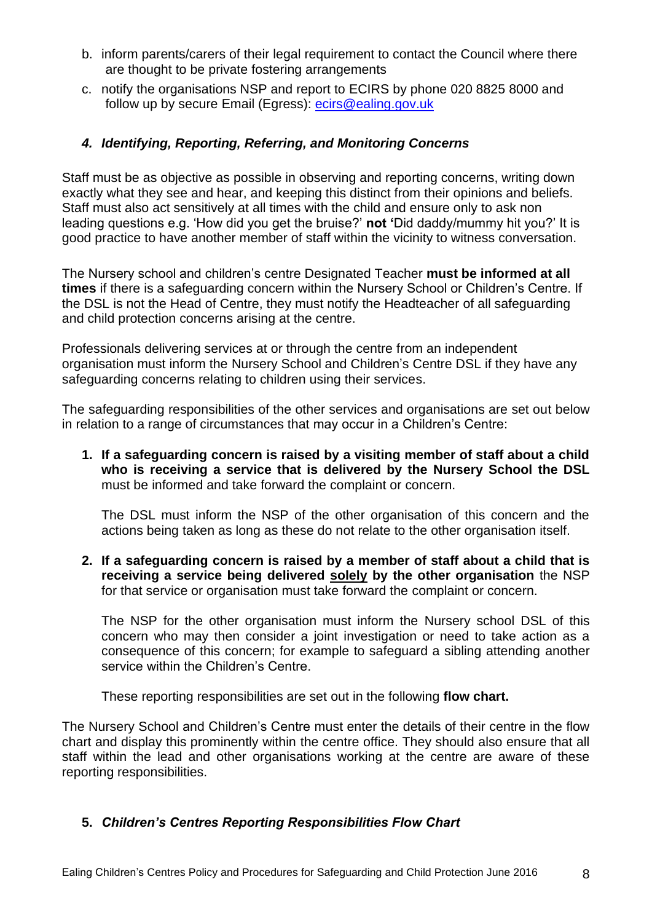b. inform parents/carers of their legal requirement to contact the Council where there are thought to be private fostering arrangements
c. notify the organisations NSP and report to ECIRS by phone 020 8825 8000 and follow up by secure Email (Egress): [ecirs@ealing.gov.uk](mailto:ecirs@ealing.gov.uk)

### *4. Identifying, Reporting, Referring, and Monitoring Concerns*

Staff must be as objective as possible in observing and reporting concerns, writing down exactly what they see and hear, and keeping this distinct from their opinions and beliefs. Staff must also act sensitively at all times with the child and ensure only to ask non leading questions e.g. 'How did you get the bruise?' **not '**Did daddy/mummy hit you?' It is good practice to have another member of staff within the vicinity to witness conversation.

The Nursery school and children's centre Designated Teacher **must be informed at all times** if there is a safeguarding concern within the Nursery School or Children's Centre. If the DSL is not the Head of Centre, they must notify the Headteacher of all safeguarding and child protection concerns arising at the centre.

Professionals delivering services at or through the centre from an independent organisation must inform the Nursery School and Children's Centre DSL if they have any safeguarding concerns relating to children using their services.

The safeguarding responsibilities of the other services and organisations are set out below in relation to a range of circumstances that may occur in a Children's Centre:

1. **If a safeguarding concern is raised by a visiting member of staff about a child who is receiving a service that is delivered by the Nursery School the DSL** must be informed and take forward the complaint or concern.

   The DSL must inform the NSP of the other organisation of this concern and the actions being taken as long as these do not relate to the other organisation itself.

2. **If a safeguarding concern is raised by a member of staff about a child that is receiving a service being delivered <u>solely</u> by the other organisation** the NSP for that service or organisation must take forward the complaint or concern.

   The NSP for the other organisation must inform the Nursery school DSL of this concern who may then consider a joint investigation or need to take action as a consequence of this concern; for example to safeguard a sibling attending another service within the Children's Centre.

   These reporting responsibilities are set out in the following **flow chart.**

The Nursery School and Children's Centre must enter the details of their centre in the flow chart and display this prominently within the centre office. They should also ensure that all staff within the lead and other organisations working at the centre are aware of these reporting responsibilities.

### 5. *Children's Centres Reporting Responsibilities Flow Chart*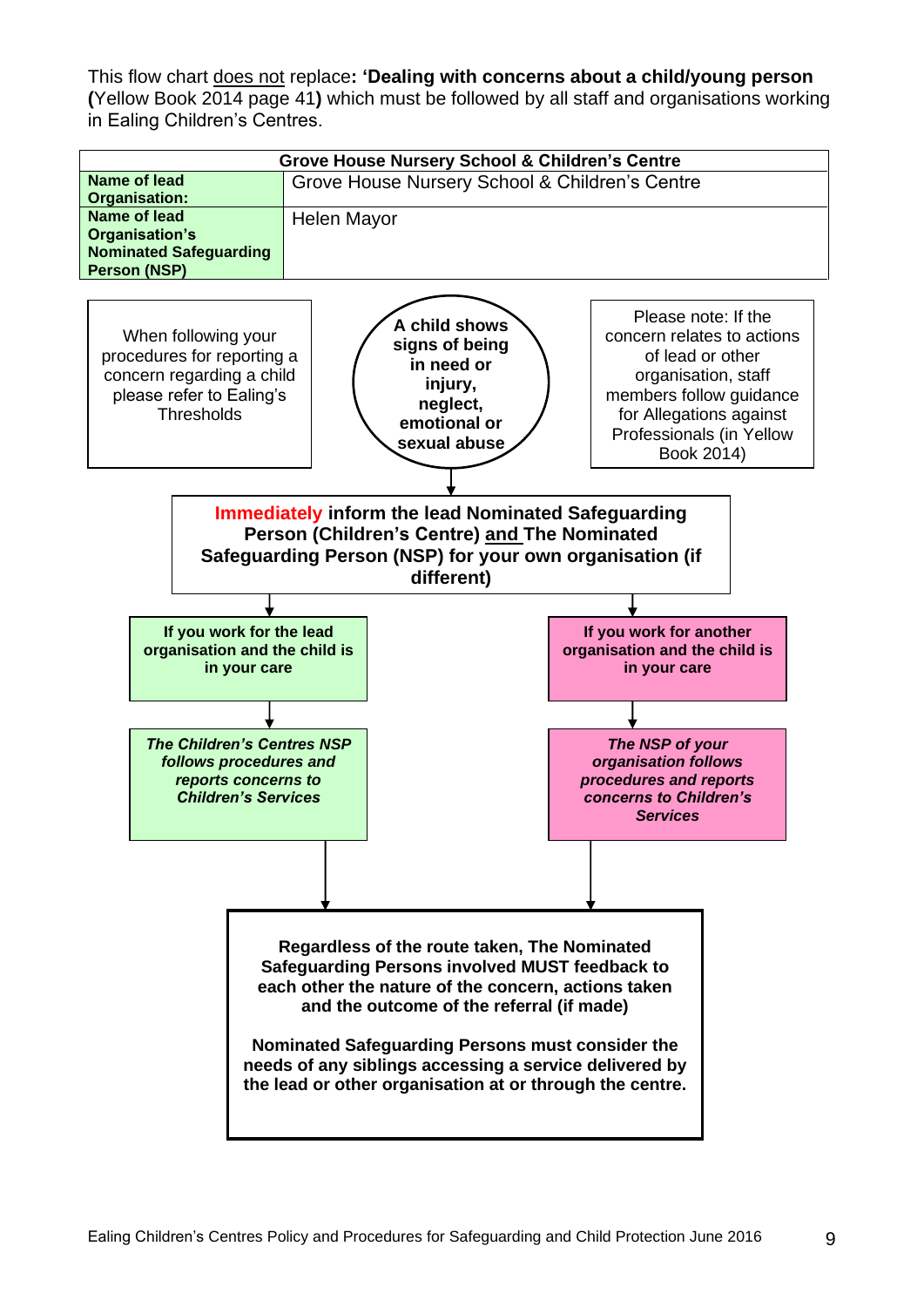This flow chart <u>does not</u> replace**: 'Dealing with concerns about a child/young person (**Yellow Book 2014 page 41**)** which must be followed by all staff and organisations working in Ealing Children's Centres.

| **Grove House Nursery School & Children's Centre** | |
|---|---|
| **Name of lead Organisation:** | Grove House Nursery School & Children's Centre |
| **Name of lead Organisation's Nominated Safeguarding Person (NSP)** | Helen Mayor |

When following your procedures for reporting a concern regarding a child please refer to Ealing's Thresholds

**A child shows signs of being in need or injury, neglect, emotional or sexual abuse**

Please note: If the concern relates to actions of lead or other organisation, staff members follow guidance for Allegations against Professionals (in Yellow Book 2014)

↓

**Immediately inform the lead Nominated Safeguarding Person (Children's Centre) <u>and</u> The Nominated Safeguarding Person (NSP) for your own organisation (if different)**

↓

**If you work for the lead organisation and the child is in your care**

↓

***The Children's Centres NSP follows procedures and reports concerns to Children's Services***

**If you work for another organisation and the child is in your care**

↓

***The NSP of your organisation follows procedures and reports concerns to Children's Services***

↓

**Regardless of the route taken, The Nominated Safeguarding Persons involved MUST feedback to each other the nature of the concern, actions taken and the outcome of the referral (if made)**

**Nominated Safeguarding Persons must consider the needs of any siblings accessing a service delivered by the lead or other organisation at or through the centre.**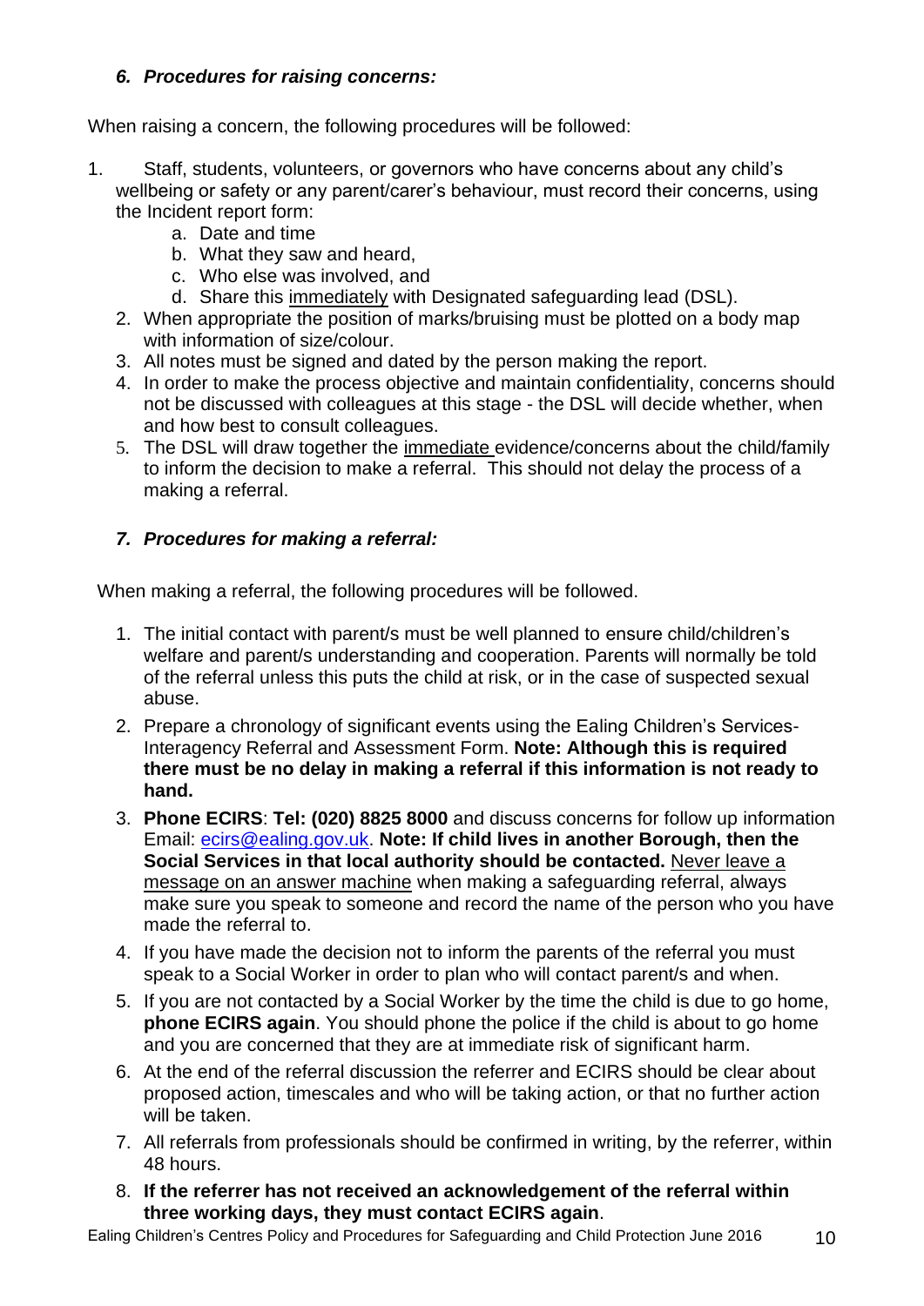### *6. Procedures for raising concerns:*

When raising a concern, the following procedures will be followed:

1. Staff, students, volunteers, or governors who have concerns about any child's wellbeing or safety or any parent/carer's behaviour, must record their concerns, using the Incident report form:
   a. Date and time
   b. What they saw and heard,
   c. Who else was involved, and
   d. Share this <u>immediately</u> with Designated safeguarding lead (DSL).
2. When appropriate the position of marks/bruising must be plotted on a body map with information of size/colour.
3. All notes must be signed and dated by the person making the report.
4. In order to make the process objective and maintain confidentiality, concerns should not be discussed with colleagues at this stage - the DSL will decide whether, when and how best to consult colleagues.
5. The DSL will draw together the <u>immediate</u> evidence/concerns about the child/family to inform the decision to make a referral. This should not delay the process of a making a referral.

### *7. Procedures for making a referral:*

When making a referral, the following procedures will be followed.

1. The initial contact with parent/s must be well planned to ensure child/children's welfare and parent/s understanding and cooperation. Parents will normally be told of the referral unless this puts the child at risk, or in the case of suspected sexual abuse.
2. Prepare a chronology of significant events using the Ealing Children's Services-Interagency Referral and Assessment Form. **Note: Although this is required there must be no delay in making a referral if this information is not ready to hand.**
3. **Phone ECIRS**: **Tel: (020) 8825 8000** and discuss concerns for follow up information Email: ecirs@ealing.gov.uk. **Note: If child lives in another Borough, then the Social Services in that local authority should be contacted.** <u>Never leave a message on an answer machine</u> when making a safeguarding referral, always make sure you speak to someone and record the name of the person who you have made the referral to.
4. If you have made the decision not to inform the parents of the referral you must speak to a Social Worker in order to plan who will contact parent/s and when.
5. If you are not contacted by a Social Worker by the time the child is due to go home, **phone ECIRS again**. You should phone the police if the child is about to go home and you are concerned that they are at immediate risk of significant harm.
6. At the end of the referral discussion the referrer and ECIRS should be clear about proposed action, timescales and who will be taking action, or that no further action will be taken.
7. All referrals from professionals should be confirmed in writing, by the referrer, within 48 hours.
8. **If the referrer has not received an acknowledgement of the referral within three working days, they must contact ECIRS again**.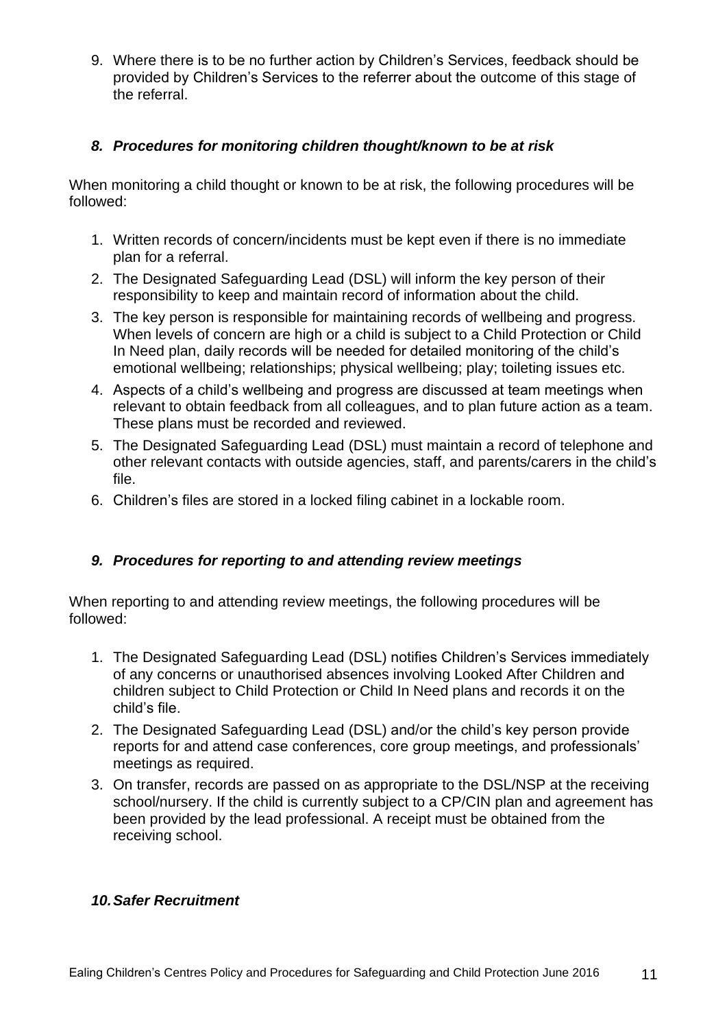9. Where there is to be no further action by Children's Services, feedback should be provided by Children's Services to the referrer about the outcome of this stage of the referral.

### *8. Procedures for monitoring children thought/known to be at risk*

When monitoring a child thought or known to be at risk, the following procedures will be followed:

1. Written records of concern/incidents must be kept even if there is no immediate plan for a referral.
2. The Designated Safeguarding Lead (DSL) will inform the key person of their responsibility to keep and maintain record of information about the child.
3. The key person is responsible for maintaining records of wellbeing and progress. When levels of concern are high or a child is subject to a Child Protection or Child In Need plan, daily records will be needed for detailed monitoring of the child's emotional wellbeing; relationships; physical wellbeing; play; toileting issues etc.
4. Aspects of a child's wellbeing and progress are discussed at team meetings when relevant to obtain feedback from all colleagues, and to plan future action as a team. These plans must be recorded and reviewed.
5. The Designated Safeguarding Lead (DSL) must maintain a record of telephone and other relevant contacts with outside agencies, staff, and parents/carers in the child's file.
6. Children's files are stored in a locked filing cabinet in a lockable room.

### *9. Procedures for reporting to and attending review meetings*

When reporting to and attending review meetings, the following procedures will be followed:

1. The Designated Safeguarding Lead (DSL) notifies Children's Services immediately of any concerns or unauthorised absences involving Looked After Children and children subject to Child Protection or Child In Need plans and records it on the child's file.
2. The Designated Safeguarding Lead (DSL) and/or the child's key person provide reports for and attend case conferences, core group meetings, and professionals' meetings as required.
3. On transfer, records are passed on as appropriate to the DSL/NSP at the receiving school/nursery. If the child is currently subject to a CP/CIN plan and agreement has been provided by the lead professional. A receipt must be obtained from the receiving school.

### *10. Safer Recruitment*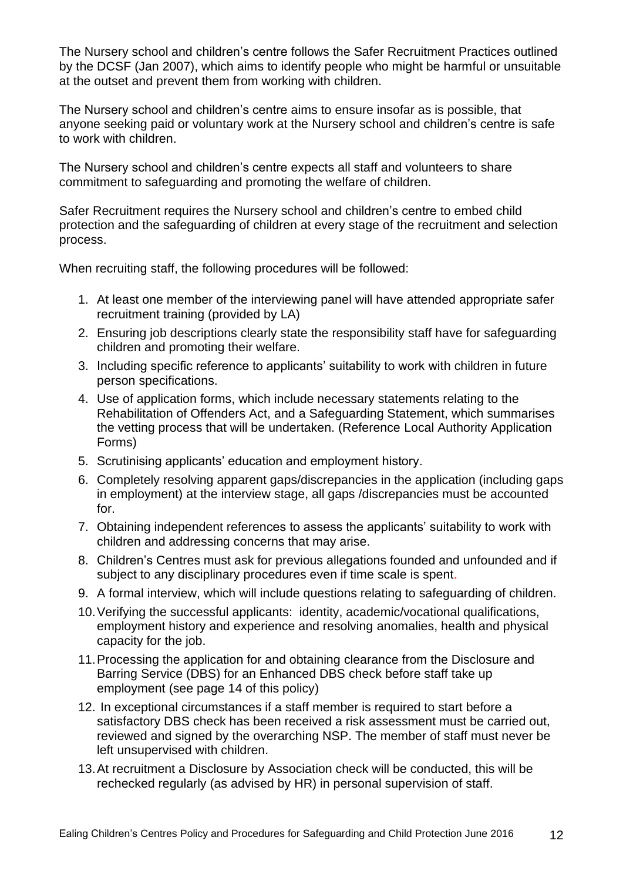The Nursery school and children's centre follows the Safer Recruitment Practices outlined by the DCSF (Jan 2007), which aims to identify people who might be harmful or unsuitable at the outset and prevent them from working with children.

The Nursery school and children's centre aims to ensure insofar as is possible, that anyone seeking paid or voluntary work at the Nursery school and children's centre is safe to work with children.

The Nursery school and children's centre expects all staff and volunteers to share commitment to safeguarding and promoting the welfare of children.

Safer Recruitment requires the Nursery school and children's centre to embed child protection and the safeguarding of children at every stage of the recruitment and selection process.

When recruiting staff, the following procedures will be followed:

1. At least one member of the interviewing panel will have attended appropriate safer recruitment training (provided by LA)
2. Ensuring job descriptions clearly state the responsibility staff have for safeguarding children and promoting their welfare.
3. Including specific reference to applicants' suitability to work with children in future person specifications.
4. Use of application forms, which include necessary statements relating to the Rehabilitation of Offenders Act, and a Safeguarding Statement, which summarises the vetting process that will be undertaken. (Reference Local Authority Application Forms)
5. Scrutinising applicants' education and employment history.
6. Completely resolving apparent gaps/discrepancies in the application (including gaps in employment) at the interview stage, all gaps /discrepancies must be accounted for.
7. Obtaining independent references to assess the applicants' suitability to work with children and addressing concerns that may arise.
8. Children's Centres must ask for previous allegations founded and unfounded and if subject to any disciplinary procedures even if time scale is spent.
9. A formal interview, which will include questions relating to safeguarding of children.
10. Verifying the successful applicants: identity, academic/vocational qualifications, employment history and experience and resolving anomalies, health and physical capacity for the job.
11. Processing the application for and obtaining clearance from the Disclosure and Barring Service (DBS) for an Enhanced DBS check before staff take up employment (see page 14 of this policy)
12. In exceptional circumstances if a staff member is required to start before a satisfactory DBS check has been received a risk assessment must be carried out, reviewed and signed by the overarching NSP. The member of staff must never be left unsupervised with children.
13. At recruitment a Disclosure by Association check will be conducted, this will be rechecked regularly (as advised by HR) in personal supervision of staff.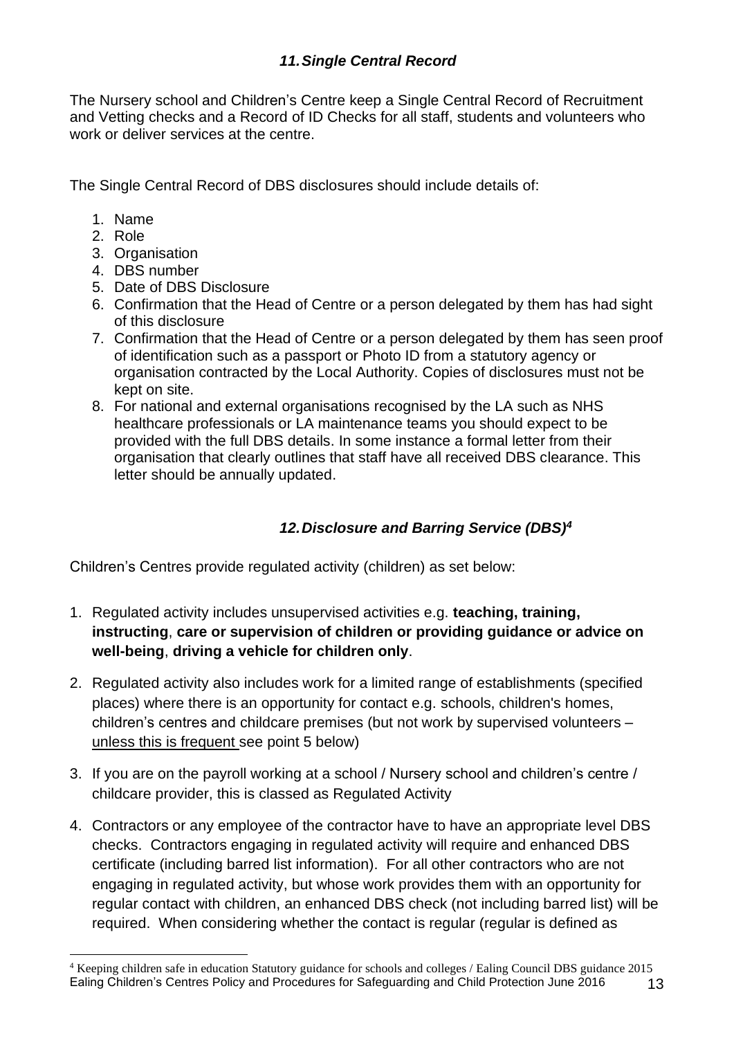### *11. Single Central Record*

The Nursery school and Children's Centre keep a Single Central Record of Recruitment and Vetting checks and a Record of ID Checks for all staff, students and volunteers who work or deliver services at the centre.

The Single Central Record of DBS disclosures should include details of:

1. Name
2. Role
3. Organisation
4. DBS number
5. Date of DBS Disclosure
6. Confirmation that the Head of Centre or a person delegated by them has had sight of this disclosure
7. Confirmation that the Head of Centre or a person delegated by them has seen proof of identification such as a passport or Photo ID from a statutory agency or organisation contracted by the Local Authority. Copies of disclosures must not be kept on site.
8. For national and external organisations recognised by the LA such as NHS healthcare professionals or LA maintenance teams you should expect to be provided with the full DBS details. In some instance a formal letter from their organisation that clearly outlines that staff have all received DBS clearance. This letter should be annually updated.

### *12. Disclosure and Barring Service (DBS)[4]*

Children's Centres provide regulated activity (children) as set below:

1. Regulated activity includes unsupervised activities e.g. **teaching, training, instructing**, **care or supervision of children or providing guidance or advice on well-being**, **driving a vehicle for children only**.
2. Regulated activity also includes work for a limited range of establishments (specified places) where there is an opportunity for contact e.g. schools, children's homes, children's centres and childcare premises (but not work by supervised volunteers – unless this is frequent see point 5 below)
3. If you are on the payroll working at a school / Nursery school and children's centre / childcare provider, this is classed as Regulated Activity
4. Contractors or any employee of the contractor have to have an appropriate level DBS checks. Contractors engaging in regulated activity will require and enhanced DBS certificate (including barred list information). For all other contractors who are not engaging in regulated activity, but whose work provides them with an opportunity for regular contact with children, an enhanced DBS check (not including barred list) will be required. When considering whether the contact is regular (regular is defined as

[4] Keeping children safe in education Statutory guidance for schools and colleges / Ealing Council DBS guidance 2015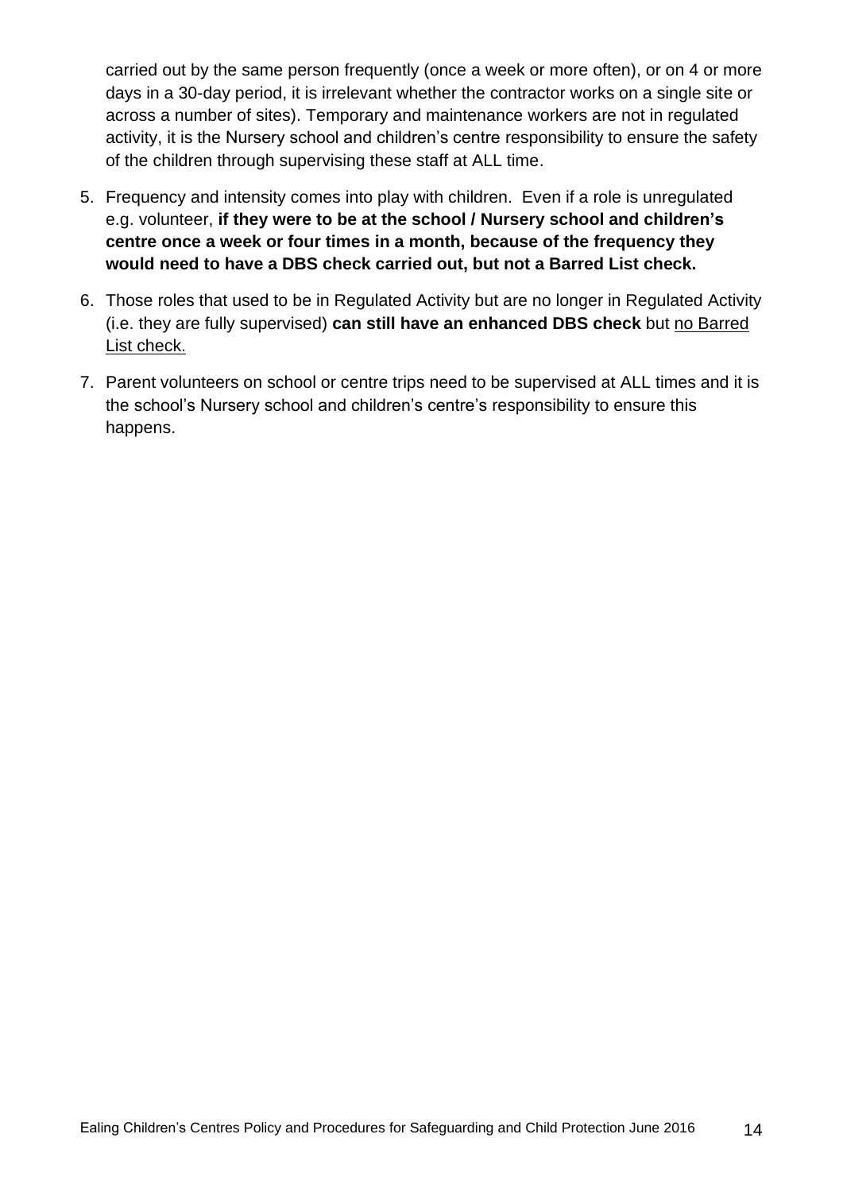carried out by the same person frequently (once a week or more often), or on 4 or more days in a 30-day period, it is irrelevant whether the contractor works on a single site or across a number of sites). Temporary and maintenance workers are not in regulated activity, it is the Nursery school and children's centre responsibility to ensure the safety of the children through supervising these staff at ALL time.

5. Frequency and intensity comes into play with children. Even if a role is unregulated e.g. volunteer, **if they were to be at the school / Nursery school and children's centre once a week or four times in a month, because of the frequency they would need to have a DBS check carried out, but not a Barred List check.**

6. Those roles that used to be in Regulated Activity but are no longer in Regulated Activity (i.e. they are fully supervised) **can still have an enhanced DBS check** but <u>no Barred List check.</u>

7. Parent volunteers on school or centre trips need to be supervised at ALL times and it is the school's Nursery school and children's centre's responsibility to ensure this happens.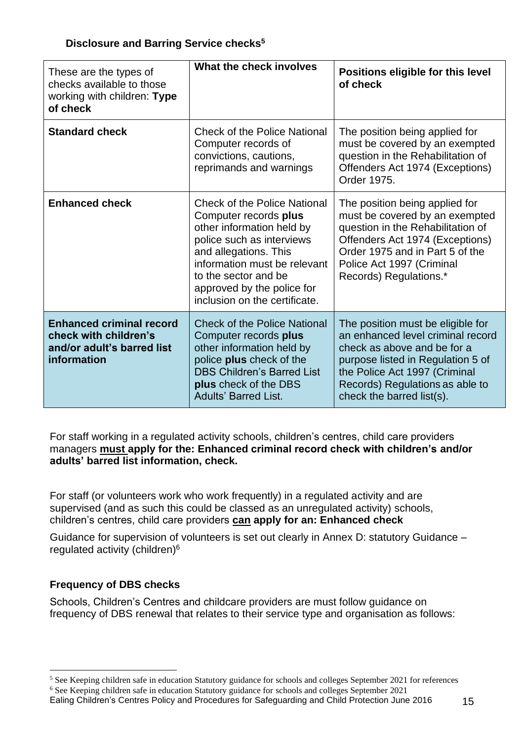**Disclosure and Barring Service checks[5]**

| These are the types of checks available to those working with children: **Type of check** | **What the check involves** | **Positions eligible for this level of check** |
|---|---|---|
| **Standard check** | Check of the Police National Computer records of convictions, cautions, reprimands and warnings | The position being applied for must be covered by an exempted question in the Rehabilitation of Offenders Act 1974 (Exceptions) Order 1975. |
| **Enhanced check** | Check of the Police National Computer records **plus** other information held by police such as interviews and allegations. This information must be relevant to the sector and be approved by the police for inclusion on the certificate. | The position being applied for must be covered by an exempted question in the Rehabilitation of Offenders Act 1974 (Exceptions) Order 1975 and in Part 5 of the Police Act 1997 (Criminal Records) Regulations.* |
| **Enhanced criminal record check with children's and/or adult's barred list information** | Check of the Police National Computer records **plus** other information held by police **plus** check of the DBS Children's Barred List **plus** check of the DBS Adults' Barred List. | The position must be eligible for an enhanced level criminal record check as above and be for a purpose listed in Regulation 5 of the Police Act 1997 (Criminal Records) Regulations as able to check the barred list(s). |

For staff working in a regulated activity schools, children's centres, child care providers managers **must apply for the: Enhanced criminal record check with children's and/or adults' barred list information, check.**

For staff (or volunteers work who work frequently) in a regulated activity and are supervised (and as such this could be classed as an unregulated activity) schools, children's centres, child care providers **can apply for an: Enhanced check**

Guidance for supervision of volunteers is set out clearly in Annex D: statutory Guidance – regulated activity (children)[6]

**Frequency of DBS checks**

Schools, Children's Centres and childcare providers are must follow guidance on frequency of DBS renewal that relates to their service type and organisation as follows:

[5] See Keeping children safe in education Statutory guidance for schools and colleges September 2021 for references

[6] See Keeping children safe in education Statutory guidance for schools and colleges September 2021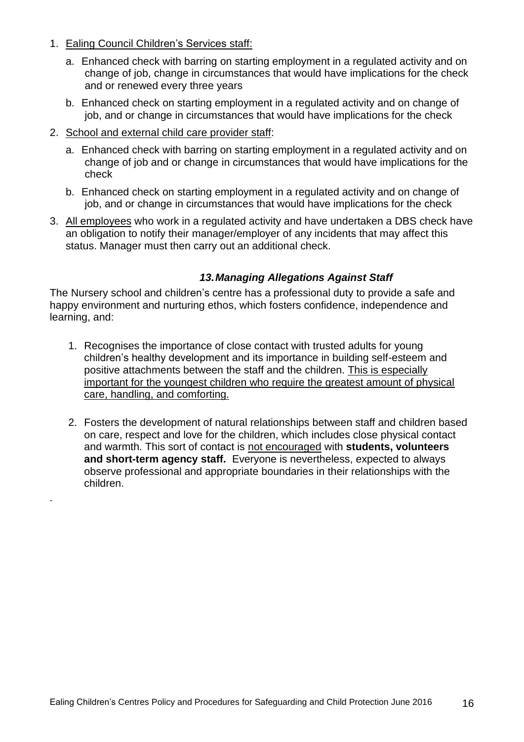1. Ealing Council Children's Services staff:
   a. Enhanced check with barring on starting employment in a regulated activity and on change of job, change in circumstances that would have implications for the check and or renewed every three years
   b. Enhanced check on starting employment in a regulated activity and on change of job, and or change in circumstances that would have implications for the check
2. School and external child care provider staff:
   a. Enhanced check with barring on starting employment in a regulated activity and on change of job and or change in circumstances that would have implications for the check
   b. Enhanced check on starting employment in a regulated activity and on change of job, and or change in circumstances that would have implications for the check
3. All employees who work in a regulated activity and have undertaken a DBS check have an obligation to notify their manager/employer of any incidents that may affect this status. Manager must then carry out an additional check.

### *13. Managing Allegations Against Staff*

The Nursery school and children's centre has a professional duty to provide a safe and happy environment and nurturing ethos, which fosters confidence, independence and learning, and:

1. Recognises the importance of close contact with trusted adults for young children's healthy development and its importance in building self-esteem and positive attachments between the staff and the children. This is especially important for the youngest children who require the greatest amount of physical care, handling, and comforting.

2. Fosters the development of natural relationships between staff and children based on care, respect and love for the children, which includes close physical contact and warmth. This sort of contact is not encouraged with **students, volunteers and short-term agency staff.** Everyone is nevertheless, expected to always observe professional and appropriate boundaries in their relationships with the children.

.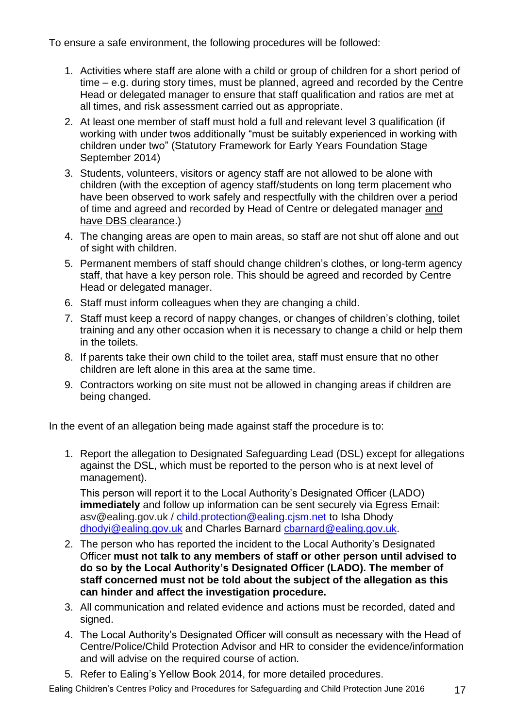To ensure a safe environment, the following procedures will be followed:

1. Activities where staff are alone with a child or group of children for a short period of time – e.g. during story times, must be planned, agreed and recorded by the Centre Head or delegated manager to ensure that staff qualification and ratios are met at all times, and risk assessment carried out as appropriate.
2. At least one member of staff must hold a full and relevant level 3 qualification (if working with under twos additionally "must be suitably experienced in working with children under two" (Statutory Framework for Early Years Foundation Stage September 2014)
3. Students, volunteers, visitors or agency staff are not allowed to be alone with children (with the exception of agency staff/students on long term placement who have been observed to work safely and respectfully with the children over a period of time and agreed and recorded by Head of Centre or delegated manager <u>and have DBS clearance</u>.)
4. The changing areas are open to main areas, so staff are not shut off alone and out of sight with children.
5. Permanent members of staff should change children's clothes, or long-term agency staff, that have a key person role. This should be agreed and recorded by Centre Head or delegated manager.
6. Staff must inform colleagues when they are changing a child.
7. Staff must keep a record of nappy changes, or changes of children's clothing, toilet training and any other occasion when it is necessary to change a child or help them in the toilets.
8. If parents take their own child to the toilet area, staff must ensure that no other children are left alone in this area at the same time.
9. Contractors working on site must not be allowed in changing areas if children are being changed.

In the event of an allegation being made against staff the procedure is to:

1. Report the allegation to Designated Safeguarding Lead (DSL) except for allegations against the DSL, which must be reported to the person who is at next level of management).

   This person will report it to the Local Authority's Designated Officer (LADO) **immediately** and follow up information can be sent securely via Egress Email: asv@ealing.gov.uk / child.protection@ealing.cjsm.net to Isha Dhody dhodyi@ealing.gov.uk and Charles Barnard cbarnard@ealing.gov.uk.
2. The person who has reported the incident to the Local Authority's Designated Officer **must not talk to any members of staff or other person until advised to do so by the Local Authority's Designated Officer (LADO). The member of staff concerned must not be told about the subject of the allegation as this can hinder and affect the investigation procedure.**
3. All communication and related evidence and actions must be recorded, dated and signed.
4. The Local Authority's Designated Officer will consult as necessary with the Head of Centre/Police/Child Protection Advisor and HR to consider the evidence/information and will advise on the required course of action.
5. Refer to Ealing's Yellow Book 2014, for more detailed procedures.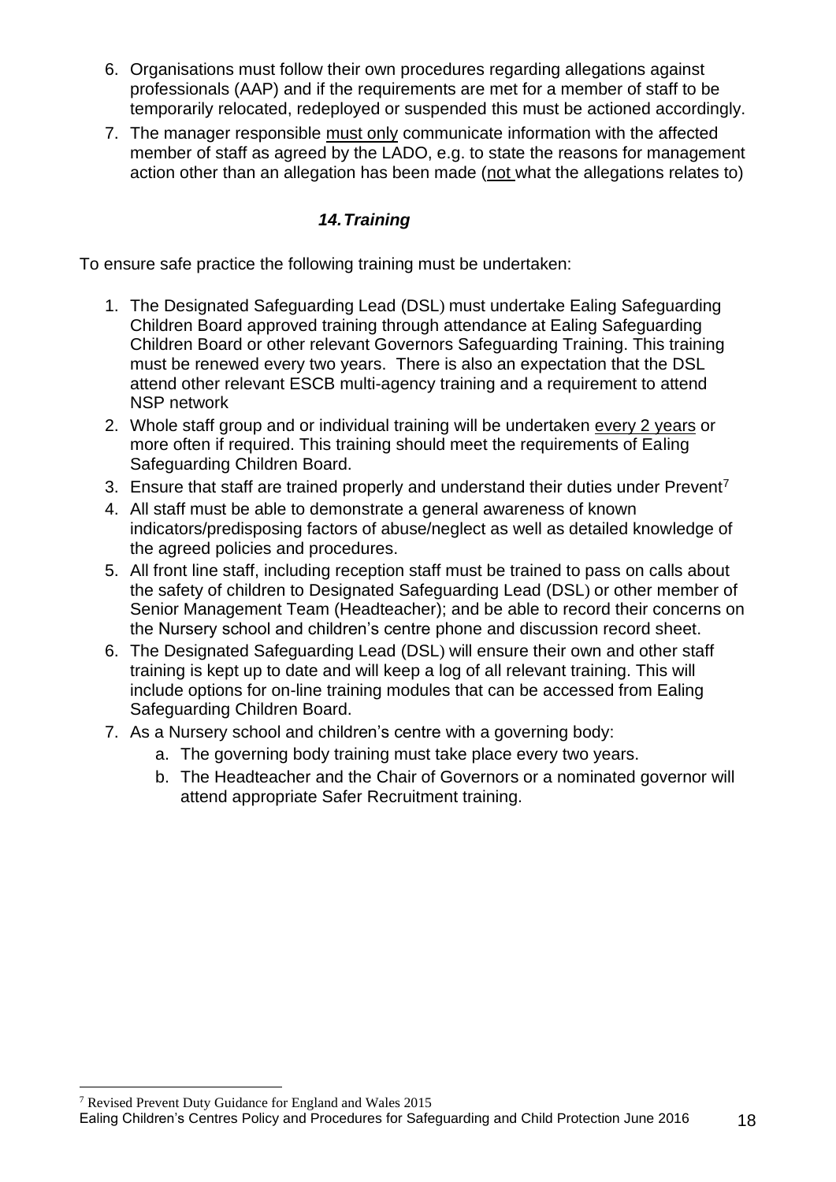6. Organisations must follow their own procedures regarding allegations against professionals (AAP) and if the requirements are met for a member of staff to be temporarily relocated, redeployed or suspended this must be actioned accordingly.
7. The manager responsible must only communicate information with the affected member of staff as agreed by the LADO, e.g. to state the reasons for management action other than an allegation has been made (not what the allegations relates to)

### *14. Training*

To ensure safe practice the following training must be undertaken:

1. The Designated Safeguarding Lead (DSL) must undertake Ealing Safeguarding Children Board approved training through attendance at Ealing Safeguarding Children Board or other relevant Governors Safeguarding Training. This training must be renewed every two years. There is also an expectation that the DSL attend other relevant ESCB multi-agency training and a requirement to attend NSP network
2. Whole staff group and or individual training will be undertaken every 2 years or more often if required. This training should meet the requirements of Ealing Safeguarding Children Board.
3. Ensure that staff are trained properly and understand their duties under Prevent[7]
4. All staff must be able to demonstrate a general awareness of known indicators/predisposing factors of abuse/neglect as well as detailed knowledge of the agreed policies and procedures.
5. All front line staff, including reception staff must be trained to pass on calls about the safety of children to Designated Safeguarding Lead (DSL) or other member of Senior Management Team (Headteacher); and be able to record their concerns on the Nursery school and children's centre phone and discussion record sheet.
6. The Designated Safeguarding Lead (DSL) will ensure their own and other staff training is kept up to date and will keep a log of all relevant training. This will include options for on-line training modules that can be accessed from Ealing Safeguarding Children Board.
7. As a Nursery school and children's centre with a governing body:
   a. The governing body training must take place every two years.
   b. The Headteacher and the Chair of Governors or a nominated governor will attend appropriate Safer Recruitment training.

[7] Revised Prevent Duty Guidance for England and Wales 2015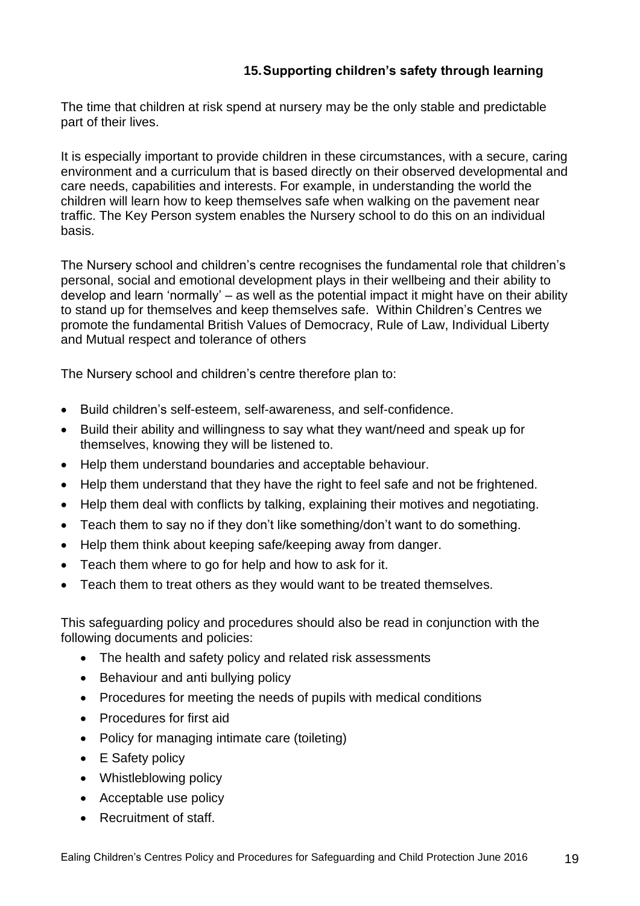## 15. Supporting children's safety through learning

The time that children at risk spend at nursery may be the only stable and predictable part of their lives.

It is especially important to provide children in these circumstances, with a secure, caring environment and a curriculum that is based directly on their observed developmental and care needs, capabilities and interests. For example, in understanding the world the children will learn how to keep themselves safe when walking on the pavement near traffic. The Key Person system enables the Nursery school to do this on an individual basis.

The Nursery school and children's centre recognises the fundamental role that children's personal, social and emotional development plays in their wellbeing and their ability to develop and learn 'normally' – as well as the potential impact it might have on their ability to stand up for themselves and keep themselves safe. Within Children's Centres we promote the fundamental British Values of Democracy, Rule of Law, Individual Liberty and Mutual respect and tolerance of others

The Nursery school and children's centre therefore plan to:

- Build children's self-esteem, self-awareness, and self-confidence.
- Build their ability and willingness to say what they want/need and speak up for themselves, knowing they will be listened to.
- Help them understand boundaries and acceptable behaviour.
- Help them understand that they have the right to feel safe and not be frightened.
- Help them deal with conflicts by talking, explaining their motives and negotiating.
- Teach them to say no if they don't like something/don't want to do something.
- Help them think about keeping safe/keeping away from danger.
- Teach them where to go for help and how to ask for it.
- Teach them to treat others as they would want to be treated themselves.

This safeguarding policy and procedures should also be read in conjunction with the following documents and policies:

- The health and safety policy and related risk assessments
- Behaviour and anti bullying policy
- Procedures for meeting the needs of pupils with medical conditions
- Procedures for first aid
- Policy for managing intimate care (toileting)
- E Safety policy
- Whistleblowing policy
- Acceptable use policy
- Recruitment of staff.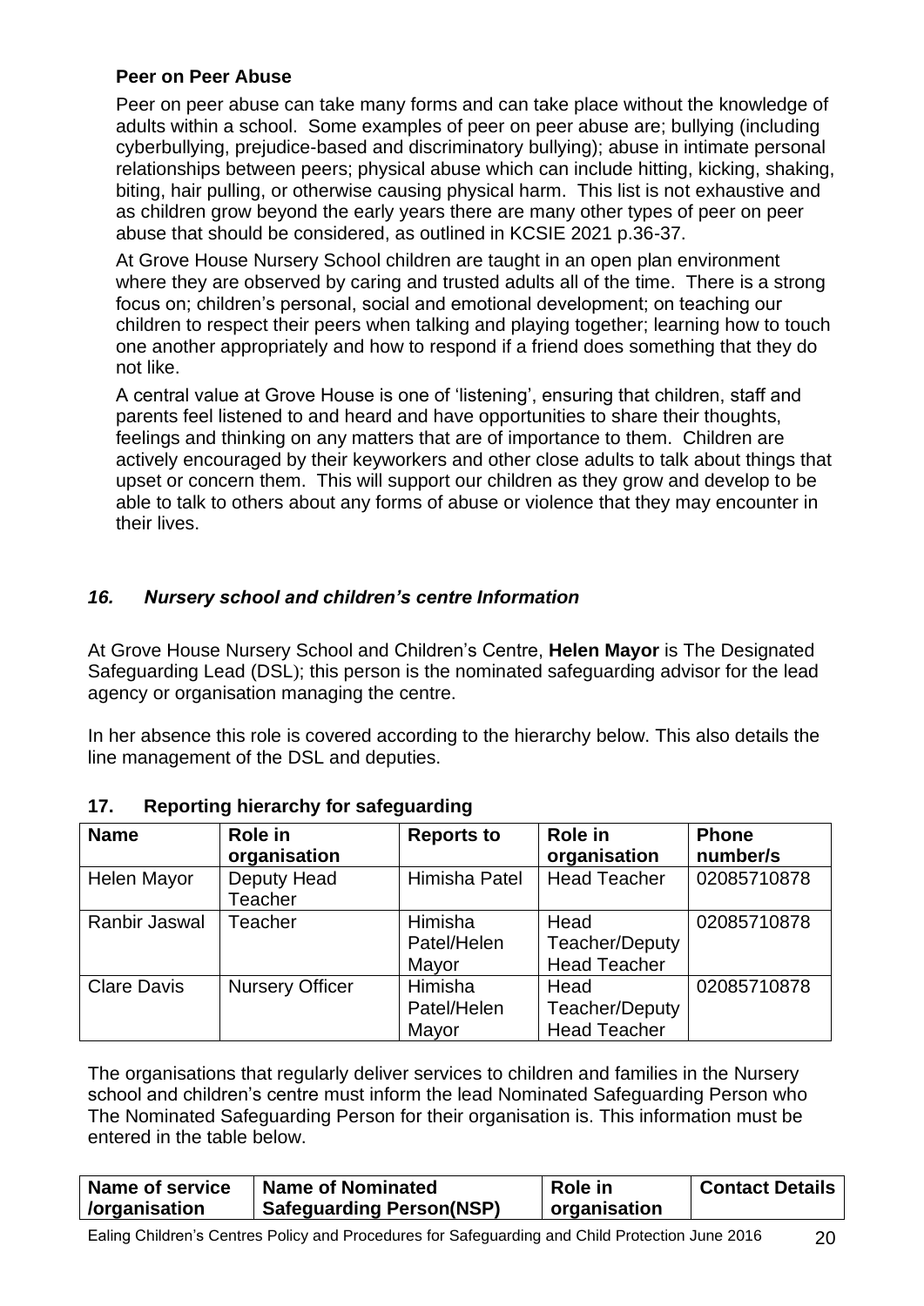**Peer on Peer Abuse**

Peer on peer abuse can take many forms and can take place without the knowledge of adults within a school. Some examples of peer on peer abuse are; bullying (including cyberbullying, prejudice-based and discriminatory bullying); abuse in intimate personal relationships between peers; physical abuse which can include hitting, kicking, shaking, biting, hair pulling, or otherwise causing physical harm. This list is not exhaustive and as children grow beyond the early years there are many other types of peer on peer abuse that should be considered, as outlined in KCSIE 2021 p.36-37.

At Grove House Nursery School children are taught in an open plan environment where they are observed by caring and trusted adults all of the time. There is a strong focus on; children's personal, social and emotional development; on teaching our children to respect their peers when talking and playing together; learning how to touch one another appropriately and how to respond if a friend does something that they do not like.

A central value at Grove House is one of 'listening', ensuring that children, staff and parents feel listened to and heard and have opportunities to share their thoughts, feelings and thinking on any matters that are of importance to them. Children are actively encouraged by their keyworkers and other close adults to talk about things that upset or concern them. This will support our children as they grow and develop to be able to talk to others about any forms of abuse or violence that they may encounter in their lives.

## *16. Nursery school and children's centre Information*

At Grove House Nursery School and Children's Centre, **Helen Mayor** is The Designated Safeguarding Lead (DSL); this person is the nominated safeguarding advisor for the lead agency or organisation managing the centre.

In her absence this role is covered according to the hierarchy below. This also details the line management of the DSL and deputies.

## 17. Reporting hierarchy for safeguarding

| Name | Role in organisation | Reports to | Role in organisation | Phone number/s |
|---|---|---|---|---|
| Helen Mayor | Deputy Head Teacher | Himisha Patel | Head Teacher | 02085710878 |
| Ranbir Jaswal | Teacher | Himisha Patel/Helen Mayor | Head Teacher/Deputy Head Teacher | 02085710878 |
| Clare Davis | Nursery Officer | Himisha Patel/Helen Mayor | Head Teacher/Deputy Head Teacher | 02085710878 |

The organisations that regularly deliver services to children and families in the Nursery school and children's centre must inform the lead Nominated Safeguarding Person who The Nominated Safeguarding Person for their organisation is. This information must be entered in the table below.

| Name of service /organisation | Name of Nominated Safeguarding Person(NSP) | Role in organisation | Contact Details |
|---|---|---|---|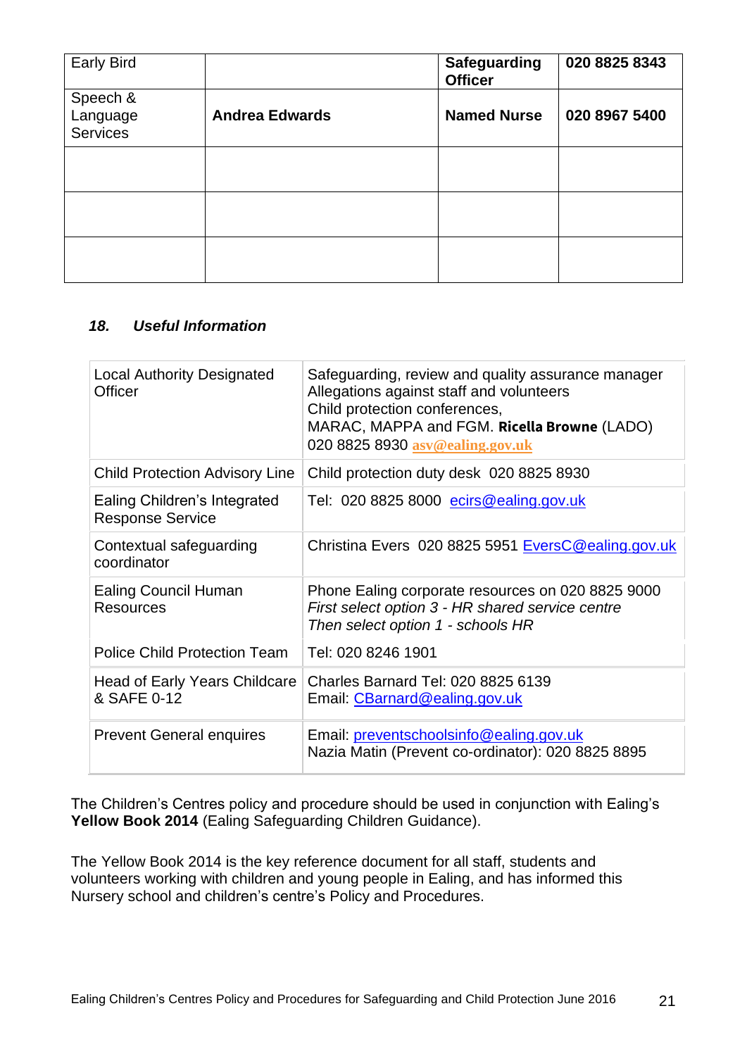| Early Bird | | **Safeguarding Officer** | **020 8825 8343** |
|---|---|---|---|
| Speech & Language Services | **Andrea Edwards** | **Named Nurse** | **020 8967 5400** |
| | | | |
| | | | |
| | | | |

### *18. Useful Information*

| Local Authority Designated Officer | Safeguarding, review and quality assurance manager<br>Allegations against staff and volunteers<br>Child protection conferences,<br>MARAC, MAPPA and FGM. **Ricella Browne** (LADO)<br>020 8825 8930 asv@ealing.gov.uk |
|---|---|
| Child Protection Advisory Line | Child protection duty desk 020 8825 8930 |
| Ealing Children's Integrated Response Service | Tel: 020 8825 8000 ecirs@ealing.gov.uk |
| Contextual safeguarding coordinator | Christina Evers 020 8825 5951 EversC@ealing.gov.uk |
| Ealing Council Human Resources | Phone Ealing corporate resources on 020 8825 9000<br>*First select option 3 - HR shared service centre*<br>*Then select option 1 - schools HR* |
| Police Child Protection Team | Tel: 020 8246 1901 |
| Head of Early Years Childcare & SAFE 0-12 | Charles Barnard Tel: 020 8825 6139<br>Email: CBarnard@ealing.gov.uk |
| Prevent General enquires | Email: preventschoolsinfo@ealing.gov.uk<br>Nazia Matin (Prevent co-ordinator): 020 8825 8895 |

The Children's Centres policy and procedure should be used in conjunction with Ealing's **Yellow Book 2014** (Ealing Safeguarding Children Guidance).

The Yellow Book 2014 is the key reference document for all staff, students and volunteers working with children and young people in Ealing, and has informed this Nursery school and children's centre's Policy and Procedures.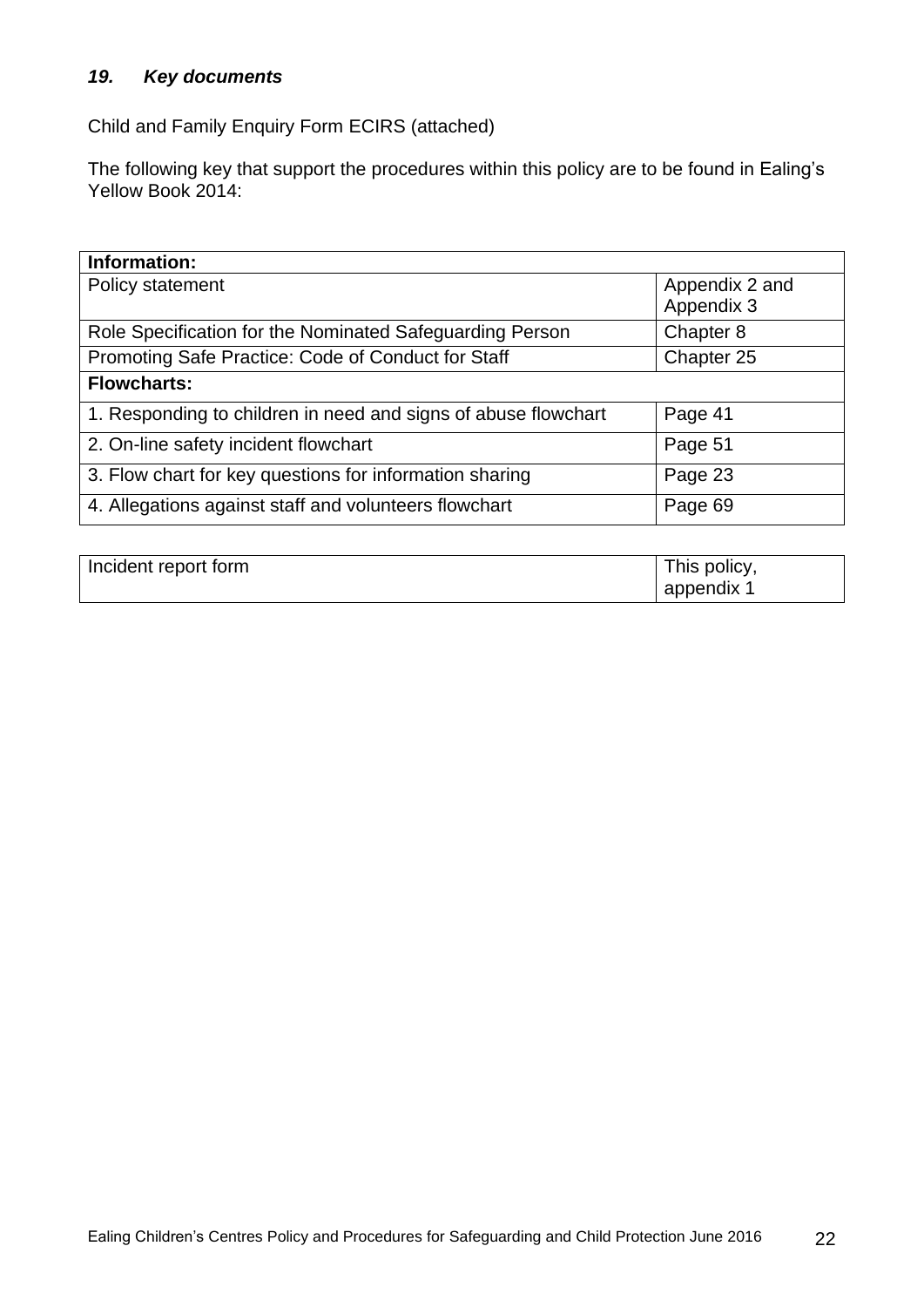## *19. Key documents*

Child and Family Enquiry Form ECIRS (attached)

The following key that support the procedures within this policy are to be found in Ealing's Yellow Book 2014:

| **Information:** | |
|---|---|
| Policy statement | Appendix 2 and Appendix 3 |
| Role Specification for the Nominated Safeguarding Person | Chapter 8 |
| Promoting Safe Practice: Code of Conduct for Staff | Chapter 25 |
| **Flowcharts:** | |
| 1. Responding to children in need and signs of abuse flowchart | Page 41 |
| 2. On-line safety incident flowchart | Page 51 |
| 3. Flow chart for key questions for information sharing | Page 23 |
| 4. Allegations against staff and volunteers flowchart | Page 69 |

| Incident report form | This policy, appendix 1 |
|---|---|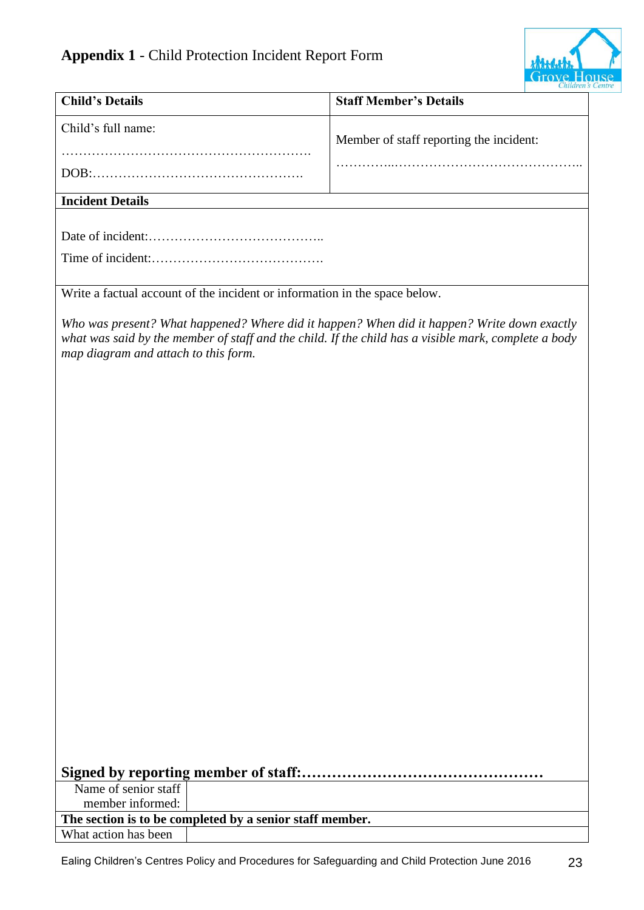## **Appendix 1** - Child Protection Incident Report Form

| **Child's Details** | **Staff Member's Details** |
|---|---|
| Child's full name:<br>…………………………………………………<br>DOB:………………………………………… | Member of staff reporting the incident:<br>…………..…………………………………….. |

**Incident Details**

Date of incident:…………………………………..

Time of incident:………………………………….

Write a factual account of the incident or information in the space below.

*Who was present? What happened? Where did it happen? When did it happen? Write down exactly what was said by the member of staff and the child. If the child has a visible mark, complete a body map diagram and attach to this form.*

**Signed by reporting member of staff:…………………………………………**

| Name of senior staff member informed: | |
|---|---|

**The section is to be completed by a senior staff member.**

| What action has been | |
|---|---|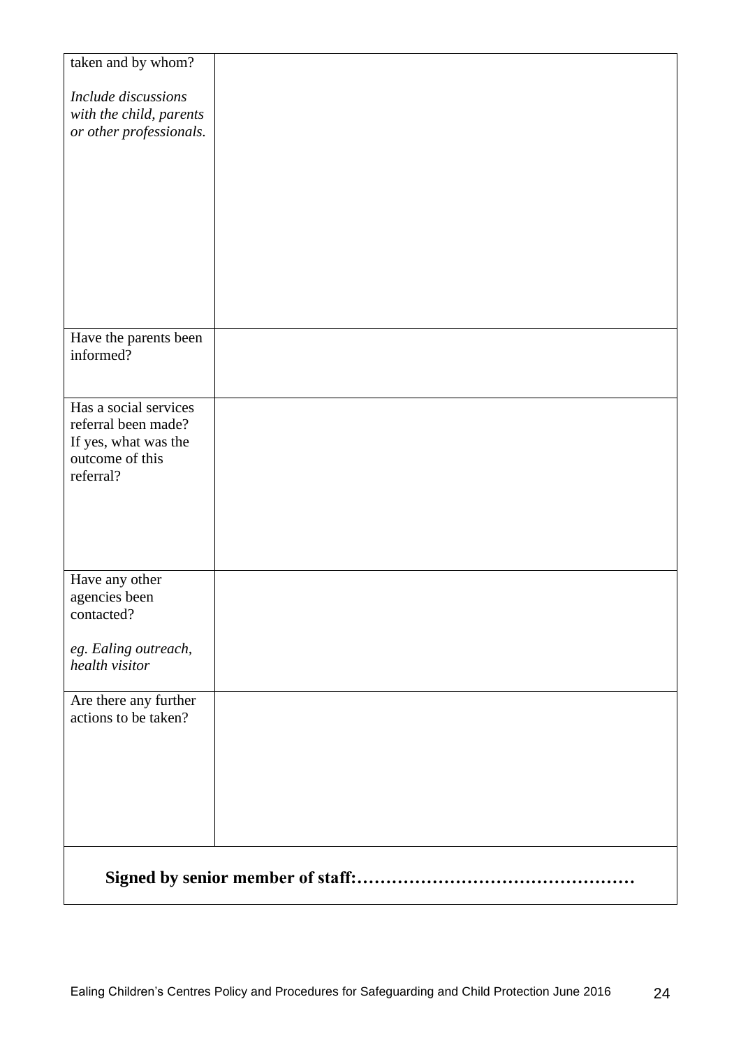| taken and by whom?<br><br>*Include discussions with the child, parents or other professionals.* | |
|---|---|
| Have the parents been informed? | |
| Has a social services referral been made? If yes, what was the outcome of this referral? | |
| Have any other agencies been contacted?<br><br>*eg. Ealing outreach, health visitor* | |
| Are there any further actions to be taken? | |

**Signed by senior member of staff:………………………………………**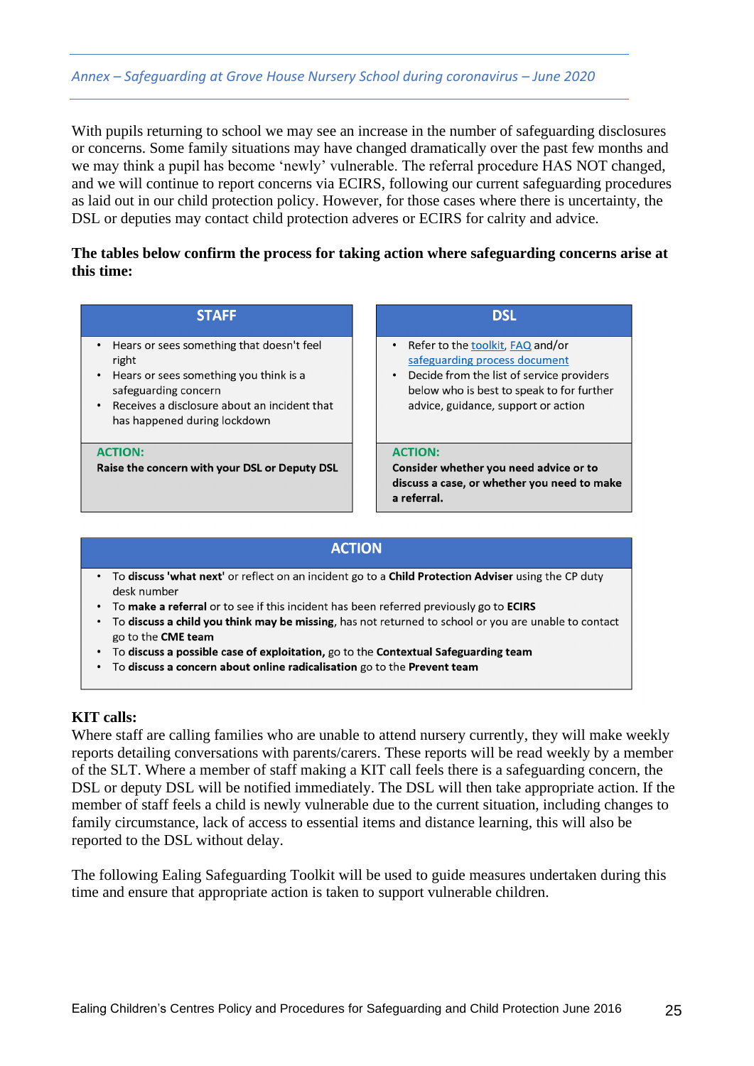*Annex – Safeguarding at Grove House Nursery School during coronavirus – June 2020*

With pupils returning to school we may see an increase in the number of safeguarding disclosures or concerns. Some family situations may have changed dramatically over the past few months and we may think a pupil has become 'newly' vulnerable. The referral procedure HAS NOT changed, and we will continue to report concerns via ECIRS, following our current safeguarding procedures as laid out in our child protection policy. However, for those cases where there is uncertainty, the DSL or deputies may contact child protection adveres or ECIRS for calrity and advice.

**The tables below confirm the process for taking action where safeguarding concerns arise at this time:**

| STAFF | DSL |
|---|---|
| • Hears or sees something that doesn't feel right<br>• Hears or sees something you think is a safeguarding concern<br>• Receives a disclosure about an incident that has happened during lockdown | • Refer to the toolkit, FAQ and/or safeguarding process document<br>• Decide from the list of service providers below who is best to speak to for further advice, guidance, support or action |
| **ACTION:**<br>**Raise the concern with your DSL or Deputy DSL** | **ACTION:**<br>**Consider whether you need advice or to discuss a case, or whether you need to make a referral.** |

| ACTION |
|---|
| • To discuss **'what next'** or reflect on an incident go to a **Child Protection Adviser** using the CP duty desk number<br>• To **make a referral** or to see if this incident has been referred previously go to **ECIRS**<br>• To **discuss a child you think may be missing**, has not returned to school or you are unable to contact go to the **CME team**<br>• To **discuss a possible case of exploitation,** go to the **Contextual Safeguarding team**<br>• To **discuss a concern about online radicalisation** go to the **Prevent team** |

**KIT calls:**

Where staff are calling families who are unable to attend nursery currently, they will make weekly reports detailing conversations with parents/carers. These reports will be read weekly by a member of the SLT. Where a member of staff making a KIT call feels there is a safeguarding concern, the DSL or deputy DSL will be notified immediately. The DSL will then take appropriate action. If the member of staff feels a child is newly vulnerable due to the current situation, including changes to family circumstance, lack of access to essential items and distance learning, this will also be reported to the DSL without delay.

The following Ealing Safeguarding Toolkit will be used to guide measures undertaken during this time and ensure that appropriate action is taken to support vulnerable children.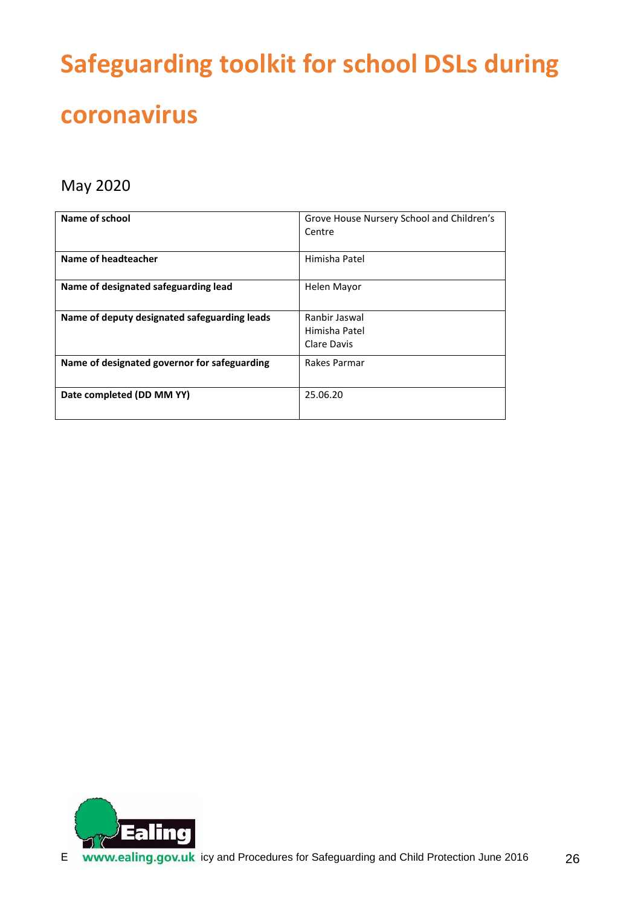# Safeguarding toolkit for school DSLs during coronavirus

May 2020

| Name of school | Grove House Nursery School and Children's Centre |
|---|---|
| Name of headteacher | Himisha Patel |
| Name of designated safeguarding lead | Helen Mayor |
| Name of deputy designated safeguarding leads | Ranbir Jaswal<br>Himisha Patel<br>Clare Davis |
| Name of designated governor for safeguarding | Rakes Parmar |
| Date completed (DD MM YY) | 25.06.20 |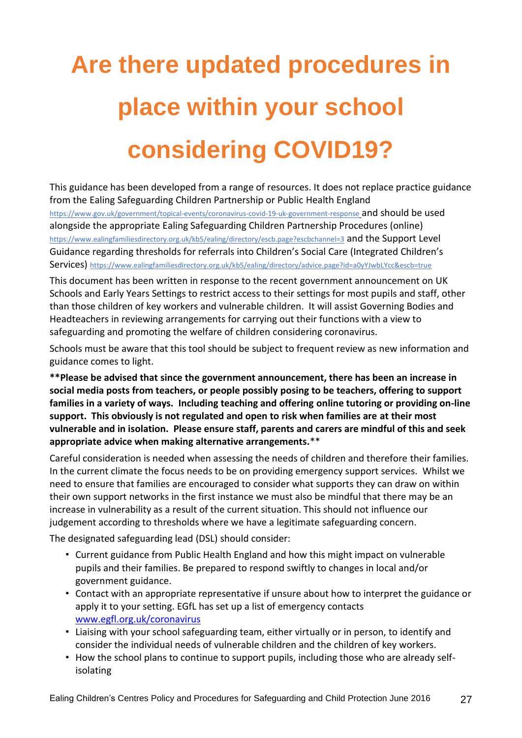# Are there updated procedures in place within your school considering COVID19?

This guidance has been developed from a range of resources. It does not replace practice guidance from the Ealing Safeguarding Children Partnership or Public Health England https://www.gov.uk/government/topical-events/coronavirus-covid-19-uk-government-response and should be used alongside the appropriate Ealing Safeguarding Children Partnership Procedures (online) https://www.ealingfamiliesdirectory.org.uk/kb5/ealing/directory/escb.page?escbchannel=3 and the Support Level Guidance regarding thresholds for referrals into Children's Social Care (Integrated Children's Services) https://www.ealingfamiliesdirectory.org.uk/kb5/ealing/directory/advice.page?id=a0yYJwbLYcc&escb=true

This document has been written in response to the recent government announcement on UK Schools and Early Years Settings to restrict access to their settings for most pupils and staff, other than those children of key workers and vulnerable children. It will assist Governing Bodies and Headteachers in reviewing arrangements for carrying out their functions with a view to safeguarding and promoting the welfare of children considering coronavirus.

Schools must be aware that this tool should be subject to frequent review as new information and guidance comes to light.

**\*\*Please be advised that since the government announcement, there has been an increase in social media posts from teachers, or people possibly posing to be teachers, offering to support families in a variety of ways. Including teaching and offering online tutoring or providing on-line support. This obviously is not regulated and open to risk when families are at their most vulnerable and in isolation. Please ensure staff, parents and carers are mindful of this and seek appropriate advice when making alternative arrangements.**\*\*

Careful consideration is needed when assessing the needs of children and therefore their families. In the current climate the focus needs to be on providing emergency support services. Whilst we need to ensure that families are encouraged to consider what supports they can draw on within their own support networks in the first instance we must also be mindful that there may be an increase in vulnerability as a result of the current situation. This should not influence our judgement according to thresholds where we have a legitimate safeguarding concern.

The designated safeguarding lead (DSL) should consider:

- Current guidance from Public Health England and how this might impact on vulnerable pupils and their families. Be prepared to respond swiftly to changes in local and/or government guidance.
- Contact with an appropriate representative if unsure about how to interpret the guidance or apply it to your setting. EGfL has set up a list of emergency contacts www.egfl.org.uk/coronavirus
- Liaising with your school safeguarding team, either virtually or in person, to identify and consider the individual needs of vulnerable children and the children of key workers.
- How the school plans to continue to support pupils, including those who are already self-isolating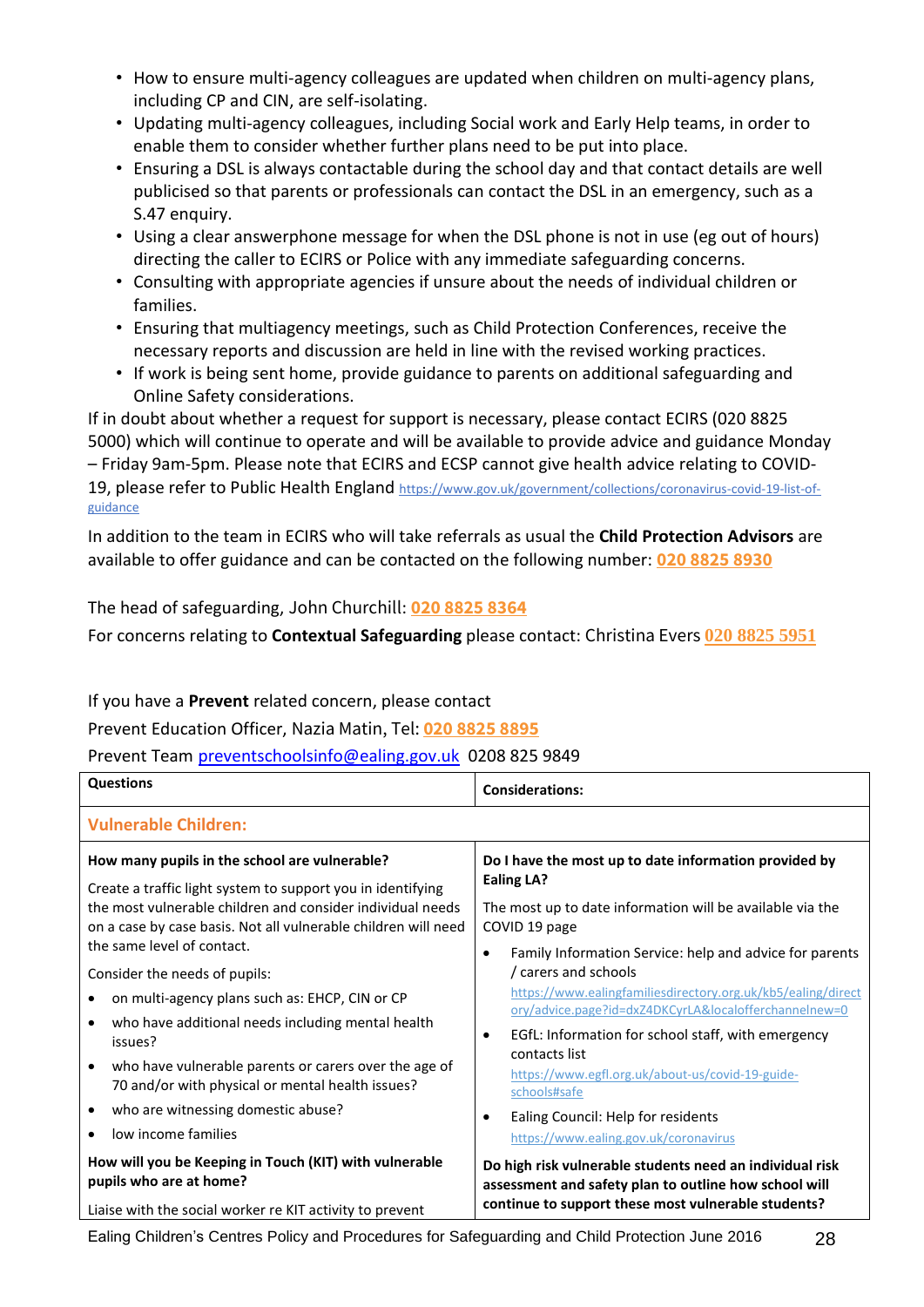- How to ensure multi-agency colleagues are updated when children on multi-agency plans, including CP and CIN, are self-isolating.
- Updating multi-agency colleagues, including Social work and Early Help teams, in order to enable them to consider whether further plans need to be put into place.
- Ensuring a DSL is always contactable during the school day and that contact details are well publicised so that parents or professionals can contact the DSL in an emergency, such as a S.47 enquiry.
- Using a clear answerphone message for when the DSL phone is not in use (eg out of hours) directing the caller to ECIRS or Police with any immediate safeguarding concerns.
- Consulting with appropriate agencies if unsure about the needs of individual children or families.
- Ensuring that multiagency meetings, such as Child Protection Conferences, receive the necessary reports and discussion are held in line with the revised working practices.
- If work is being sent home, provide guidance to parents on additional safeguarding and Online Safety considerations.

If in doubt about whether a request for support is necessary, please contact ECIRS (020 8825 5000) which will continue to operate and will be available to provide advice and guidance Monday – Friday 9am-5pm. Please note that ECIRS and ECSP cannot give health advice relating to COVID-19, please refer to Public Health England https://www.gov.uk/government/collections/coronavirus-covid-19-list-of-guidance

In addition to the team in ECIRS who will take referrals as usual the **Child Protection Advisors** are available to offer guidance and can be contacted on the following number: **020 8825 8930**

The head of safeguarding, John Churchill: **020 8825 8364**

For concerns relating to **Contextual Safeguarding** please contact: Christina Evers **020 8825 5951**

If you have a **Prevent** related concern, please contact

Prevent Education Officer, Nazia Matin, Tel: **020 8825 8895**

Prevent Team preventschoolsinfo@ealing.gov.uk 0208 825 9849

| **Questions** | **Considerations:** |
|---|---|
| **Vulnerable Children:** | |
| **How many pupils in the school are vulnerable?**<br><br>Create a traffic light system to support you in identifying the most vulnerable children and consider individual needs on a case by case basis. Not all vulnerable children will need the same level of contact.<br><br>Consider the needs of pupils:<br>• on multi-agency plans such as: EHCP, CIN or CP<br>• who have additional needs including mental health issues?<br>• who have vulnerable parents or carers over the age of 70 and/or with physical or mental health issues?<br>• who are witnessing domestic abuse?<br>• low income families | **Do I have the most up to date information provided by Ealing LA?**<br><br>The most up to date information will be available via the COVID 19 page<br>• Family Information Service: help and advice for parents / carers and schools https://www.ealingfamiliesdirectory.org.uk/kb5/ealing/directory/advice.page?id=dxZ4DKCyrLA&localofferchannelnew=0<br>• EGfL: Information for school staff, with emergency contacts list https://www.egfl.org.uk/about-us/covid-19-guide-schools#safe<br>• Ealing Council: Help for residents https://www.ealing.gov.uk/coronavirus |
| **How will you be Keeping in Touch (KIT) with vulnerable pupils who are at home?**<br><br>Liaise with the social worker re KIT activity to prevent | **Do high risk vulnerable students need an individual risk assessment and safety plan to outline how school will continue to support these most vulnerable students?** |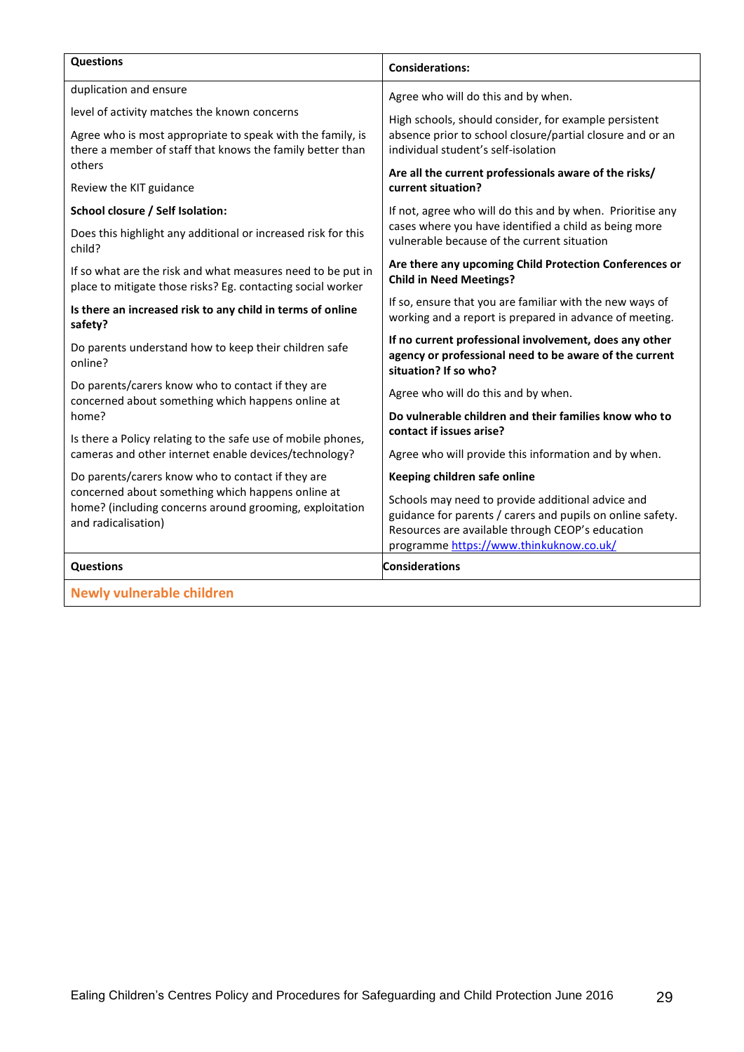| Questions | Considerations: |
|---|---|
| duplication and ensure<br><br>level of activity matches the known concerns<br><br>Agree who is most appropriate to speak with the family, is there a member of staff that knows the family better than others<br><br>Review the KIT guidance<br><br>**School closure / Self Isolation:**<br><br>Does this highlight any additional or increased risk for this child?<br><br>If so what are the risk and what measures need to be put in place to mitigate those risks? Eg. contacting social worker<br><br>**Is there an increased risk to any child in terms of online safety?**<br><br>Do parents understand how to keep their children safe online?<br><br>Do parents/carers know who to contact if they are concerned about something which happens online at home?<br><br>Is there a Policy relating to the safe use of mobile phones, cameras and other internet enable devices/technology?<br><br>Do parents/carers know who to contact if they are concerned about something which happens online at home? (including concerns around grooming, exploitation and radicalisation) | Agree who will do this and by when.<br><br>High schools, should consider, for example persistent absence prior to school closure/partial closure and or an individual student's self-isolation<br><br>**Are all the current professionals aware of the risks/ current situation?**<br><br>If not, agree who will do this and by when. Prioritise any cases where you have identified a child as being more vulnerable because of the current situation<br><br>**Are there any upcoming Child Protection Conferences or Child in Need Meetings?**<br><br>If so, ensure that you are familiar with the new ways of working and a report is prepared in advance of meeting.<br><br>**If no current professional involvement, does any other agency or professional need to be aware of the current situation? If so who?**<br><br>Agree who will do this and by when.<br><br>**Do vulnerable children and their families know who to contact if issues arise?**<br><br>Agree who will provide this information and by when.<br><br>**Keeping children safe online**<br><br>Schools may need to provide additional advice and guidance for parents / carers and pupils on online safety. Resources are available through CEOP's education programme https://www.thinkuknow.co.uk/ |
| **Questions** | **Considerations** |
| **Newly vulnerable children** | |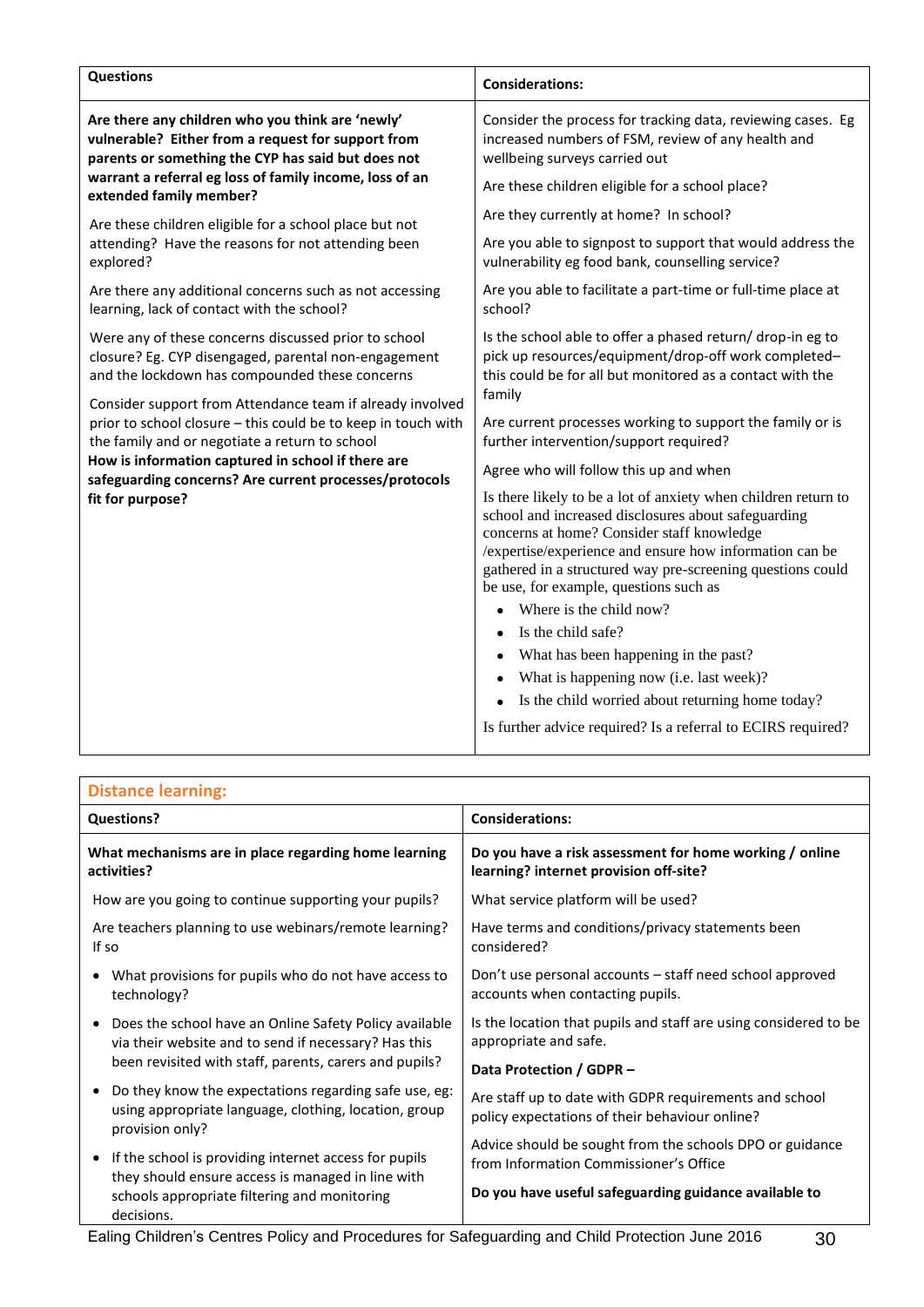| Questions | Considerations: |
|---|---|
| **Are there any children who you think are 'newly' vulnerable? Either from a request for support from parents or something the CYP has said but does not warrant a referral eg loss of family income, loss of an extended family member?**<br><br>Are these children eligible for a school place but not attending? Have the reasons for not attending been explored?<br><br>Are there any additional concerns such as not accessing learning, lack of contact with the school?<br><br>Were any of these concerns discussed prior to school closure? Eg. CYP disengaged, parental non-engagement and the lockdown has compounded these concerns<br><br>Consider support from Attendance team if already involved prior to school closure – this could be to keep in touch with the family and or negotiate a return to school<br>**How is information captured in school if there are safeguarding concerns? Are current processes/protocols fit for purpose?** | Consider the process for tracking data, reviewing cases. Eg increased numbers of FSM, review of any health and wellbeing surveys carried out<br><br>Are these children eligible for a school place?<br><br>Are they currently at home? In school?<br><br>Are you able to signpost to support that would address the vulnerability eg food bank, counselling service?<br><br>Are you able to facilitate a part-time or full-time place at school?<br><br>Is the school able to offer a phased return/ drop-in eg to pick up resources/equipment/drop-off work completed– this could be for all but monitored as a contact with the family<br><br>Are current processes working to support the family or is further intervention/support required?<br><br>Agree who will follow this up and when<br><br>Is there likely to be a lot of anxiety when children return to school and increased disclosures about safeguarding concerns at home? Consider staff knowledge /expertise/experience and ensure how information can be gathered in a structured way pre-screening questions could be use, for example, questions such as<br>• Where is the child now?<br>• Is the child safe?<br>• What has been happening in the past?<br>• What is happening now (i.e. last week)?<br>• Is the child worried about returning home today?<br><br>Is further advice required? Is a referral to ECIRS required? |

## Distance learning:

| Questions? | Considerations: |
|---|---|
| **What mechanisms are in place regarding home learning activities?**<br><br>How are you going to continue supporting your pupils?<br><br>Are teachers planning to use webinars/remote learning? If so<br>• What provisions for pupils who do not have access to technology?<br>• Does the school have an Online Safety Policy available via their website and to send if necessary? Has this been revisited with staff, parents, carers and pupils?<br>• Do they know the expectations regarding safe use, eg: using appropriate language, clothing, location, group provision only?<br>• If the school is providing internet access for pupils they should ensure access is managed in line with schools appropriate filtering and monitoring decisions. | **Do you have a risk assessment for home working / online learning? internet provision off-site?**<br><br>What service platform will be used?<br><br>Have terms and conditions/privacy statements been considered?<br><br>Don't use personal accounts – staff need school approved accounts when contacting pupils.<br><br>Is the location that pupils and staff are using considered to be appropriate and safe.<br><br>**Data Protection / GDPR –**<br><br>Are staff up to date with GDPR requirements and school policy expectations of their behaviour online?<br><br>Advice should be sought from the schools DPO or guidance from Information Commissioner's Office<br><br>**Do you have useful safeguarding guidance available to** |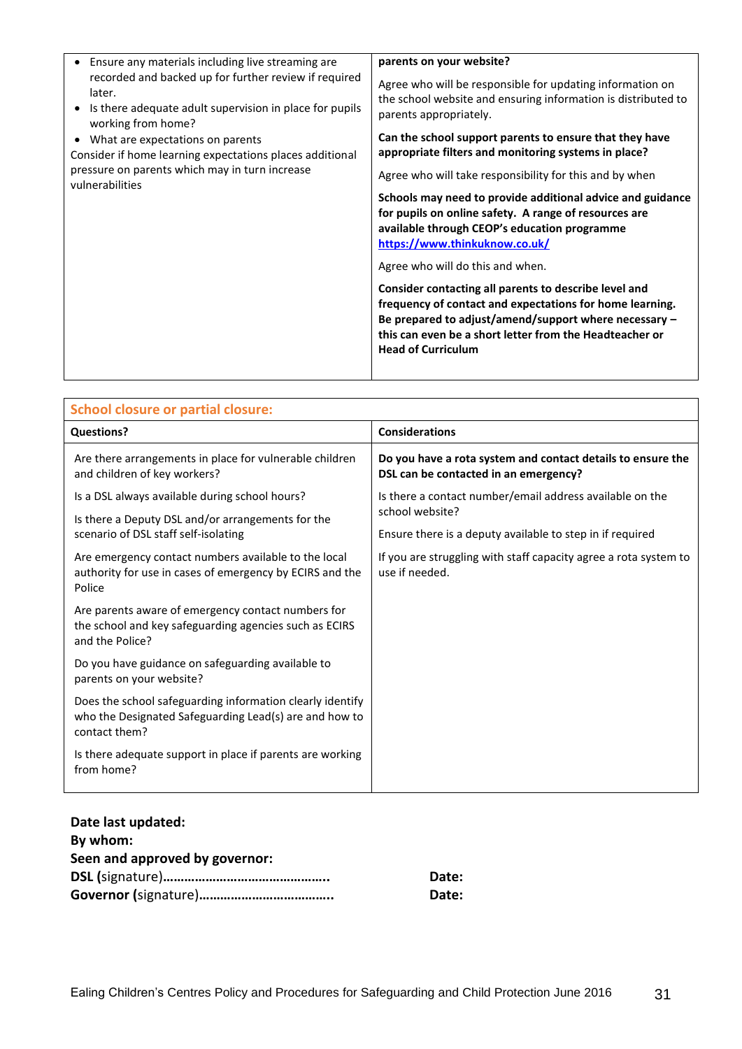| | |
|---|---|
| • Ensure any materials including live streaming are recorded and backed up for further review if required later.<br>• Is there adequate adult supervision in place for pupils working from home?<br>• What are expectations on parents<br>Consider if home learning expectations places additional pressure on parents which may in turn increase vulnerabilities | **parents on your website?**<br>Agree who will be responsible for updating information on the school website and ensuring information is distributed to parents appropriately.<br>**Can the school support parents to ensure that they have appropriate filters and monitoring systems in place?**<br>Agree who will take responsibility for this and by when<br>**Schools may need to provide additional advice and guidance for pupils on online safety. A range of resources are available through CEOP's education programme https://www.thinkuknow.co.uk/**<br>Agree who will do this and when.<br>**Consider contacting all parents to describe level and frequency of contact and expectations for home learning. Be prepared to adjust/amend/support where necessary – this can even be a short letter from the Headteacher or Head of Curriculum** |

| School closure or partial closure: | |
|---|---|
| **Questions?** | **Considerations** |
| Are there arrangements in place for vulnerable children and children of key workers?<br>Is a DSL always available during school hours?<br>Is there a Deputy DSL and/or arrangements for the scenario of DSL staff self-isolating<br>Are emergency contact numbers available to the local authority for use in cases of emergency by ECIRS and the Police<br>Are parents aware of emergency contact numbers for the school and key safeguarding agencies such as ECIRS and the Police?<br>Do you have guidance on safeguarding available to parents on your website?<br>Does the school safeguarding information clearly identify who the Designated Safeguarding Lead(s) are and how to contact them?<br>Is there adequate support in place if parents are working from home? | **Do you have a rota system and contact details to ensure the DSL can be contacted in an emergency?**<br>Is there a contact number/email address available on the school website?<br>Ensure there is a deputy available to step in if required<br>If you are struggling with staff capacity agree a rota system to use if needed. |

**Date last updated:**
**By whom:**
**Seen and approved by governor:**
**DSL (**signature)**………………………………………..** **Date:**
**Governor (**signature)**………………………………..** **Date:**